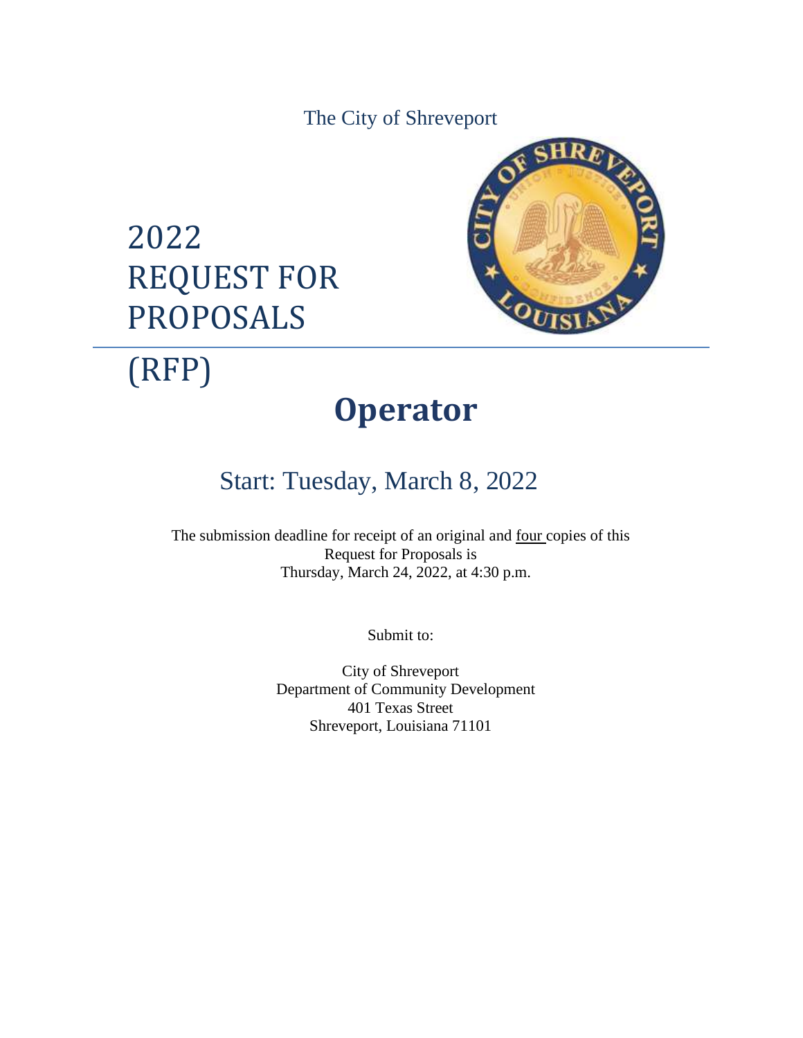The City of Shreveport

# 2022 REQUEST FOR PROPOSALS (RFP)

# Operator

## Start: Tuesday, March 8, 2022

The submission deadline for receipt of an original and four copies of this Request for Proposals is Thursday, March 24, 2022, at 4:30 p.m.

Submit to:

City of Shreveport
Department of Community Development
401 Texas Street
Shreveport, Louisiana 71101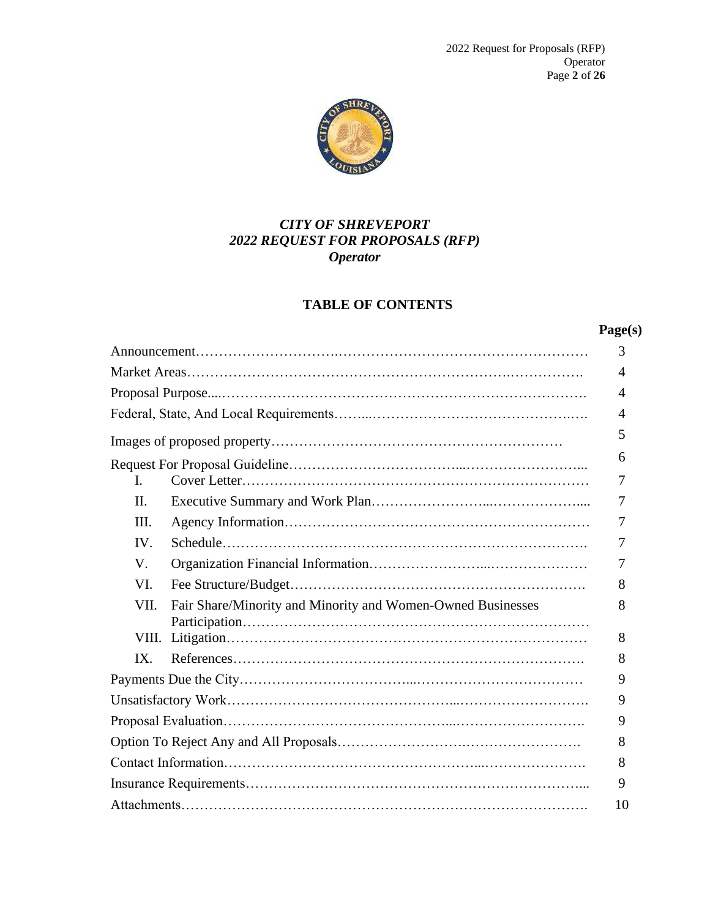***CITY OF SHREVEPORT***
***2022 REQUEST FOR PROPOSALS (RFP)***
***Operator***

## TABLE OF CONTENTS

| | | **Page(s)** |
|---|---|---|
| Announcement | | 3 |
| Market Areas | | 4 |
| Proposal Purpose | | 4 |
| Federal, State, And Local Requirements | | 4 |
| Images of proposed property | | 5 |
| Request For Proposal Guideline | | 6 |
| I. | Cover Letter | 7 |
| II. | Executive Summary and Work Plan | 7 |
| III. | Agency Information | 7 |
| IV. | Schedule | 7 |
| V. | Organization Financial Information | 7 |
| VI. | Fee Structure/Budget | 8 |
| VII. | Fair Share/Minority and Minority and Women-Owned Businesses Participation | 8 |
| VIII. | Litigation | 8 |
| IX. | References | 8 |
| Payments Due the City | | 9 |
| Unsatisfactory Work | | 9 |
| Proposal Evaluation | | 9 |
| Option To Reject Any and All Proposals | | 8 |
| Contact Information | | 8 |
| Insurance Requirements | | 9 |
| Attachments | | 10 |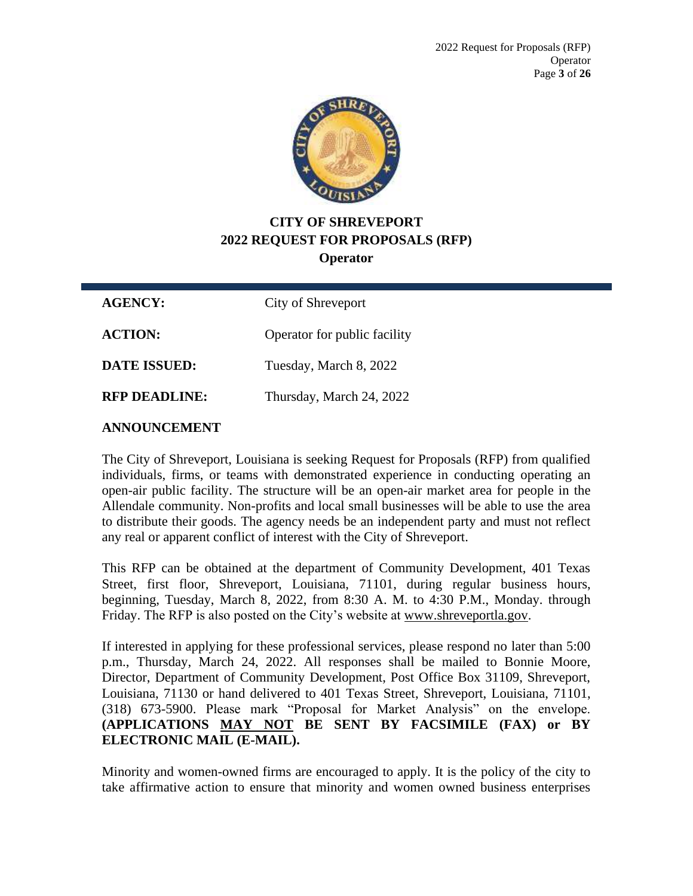# CITY OF SHREVEPORT
## 2022 REQUEST FOR PROPOSALS (RFP)
### Operator

| | |
|---|---|
| **AGENCY:** | City of Shreveport |
| **ACTION:** | Operator for public facility |
| **DATE ISSUED:** | Tuesday, March 8, 2022 |
| **RFP DEADLINE:** | Thursday, March 24, 2022 |

**ANNOUNCEMENT**

The City of Shreveport, Louisiana is seeking Request for Proposals (RFP) from qualified individuals, firms, or teams with demonstrated experience in conducting operating an open-air public facility. The structure will be an open-air market area for people in the Allendale community. Non-profits and local small businesses will be able to use the area to distribute their goods. The agency needs be an independent party and must not reflect any real or apparent conflict of interest with the City of Shreveport.

This RFP can be obtained at the department of Community Development, 401 Texas Street, first floor, Shreveport, Louisiana, 71101, during regular business hours, beginning, Tuesday, March 8, 2022, from 8:30 A. M. to 4:30 P.M., Monday. through Friday. The RFP is also posted on the City's website at www.shreveportla.gov.

If interested in applying for these professional services, please respond no later than 5:00 p.m., Thursday, March 24, 2022. All responses shall be mailed to Bonnie Moore, Director, Department of Community Development, Post Office Box 31109, Shreveport, Louisiana, 71130 or hand delivered to 401 Texas Street, Shreveport, Louisiana, 71101, (318) 673-5900. Please mark "Proposal for Market Analysis" on the envelope. **(APPLICATIONS MAY NOT BE SENT BY FACSIMILE (FAX) or BY ELECTRONIC MAIL (E-MAIL).**

Minority and women-owned firms are encouraged to apply. It is the policy of the city to take affirmative action to ensure that minority and women owned business enterprises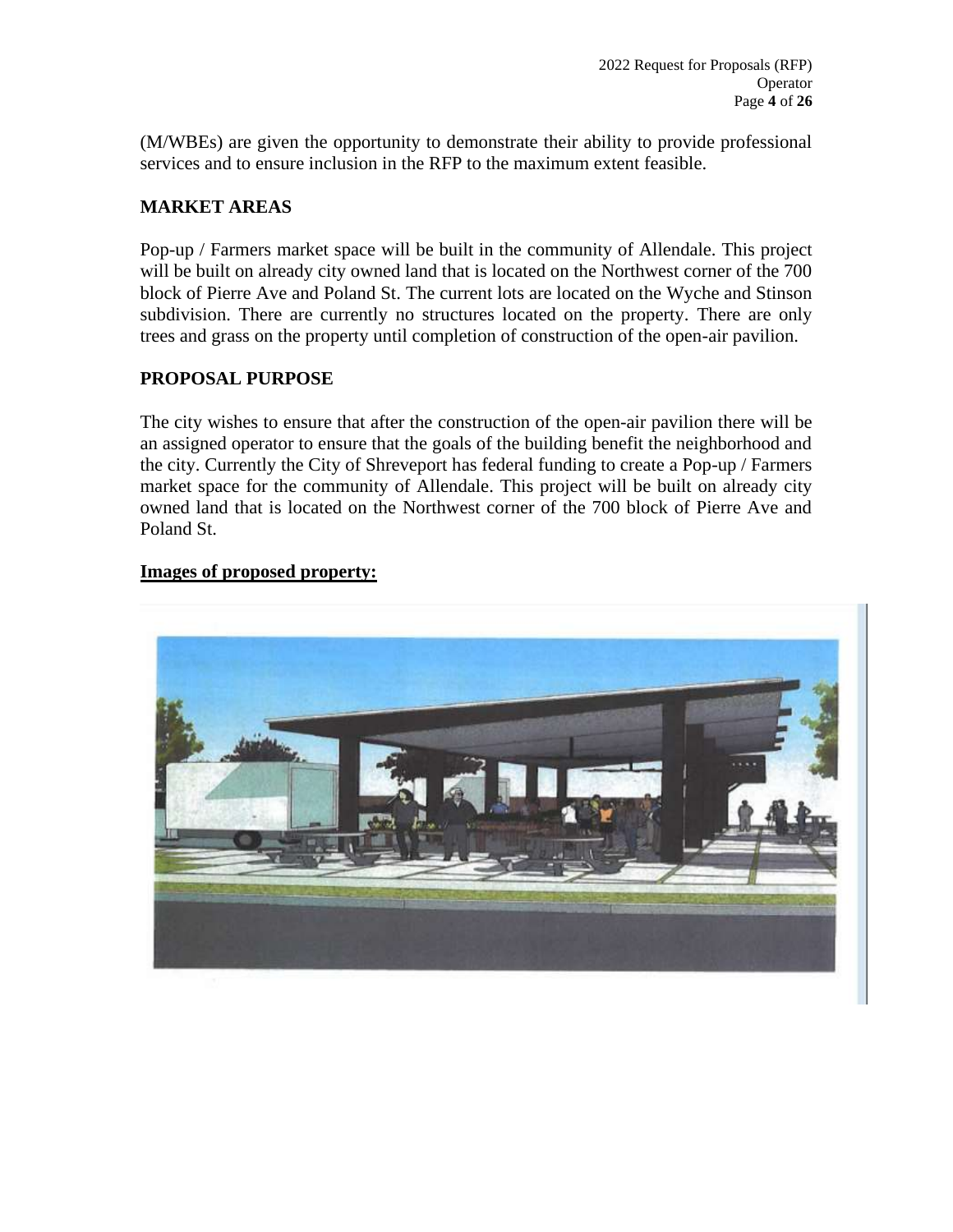(M/WBEs) are given the opportunity to demonstrate their ability to provide professional services and to ensure inclusion in the RFP to the maximum extent feasible.

## MARKET AREAS

Pop-up / Farmers market space will be built in the community of Allendale. This project will be built on already city owned land that is located on the Northwest corner of the 700 block of Pierre Ave and Poland St. The current lots are located on the Wyche and Stinson subdivision. There are currently no structures located on the property. There are only trees and grass on the property until completion of construction of the open-air pavilion.

## PROPOSAL PURPOSE

The city wishes to ensure that after the construction of the open-air pavilion there will be an assigned operator to ensure that the goals of the building benefit the neighborhood and the city. Currently the City of Shreveport has federal funding to create a Pop-up / Farmers market space for the community of Allendale. This project will be built on already city owned land that is located on the Northwest corner of the 700 block of Pierre Ave and Poland St.

**<u>Images of proposed property:</u>**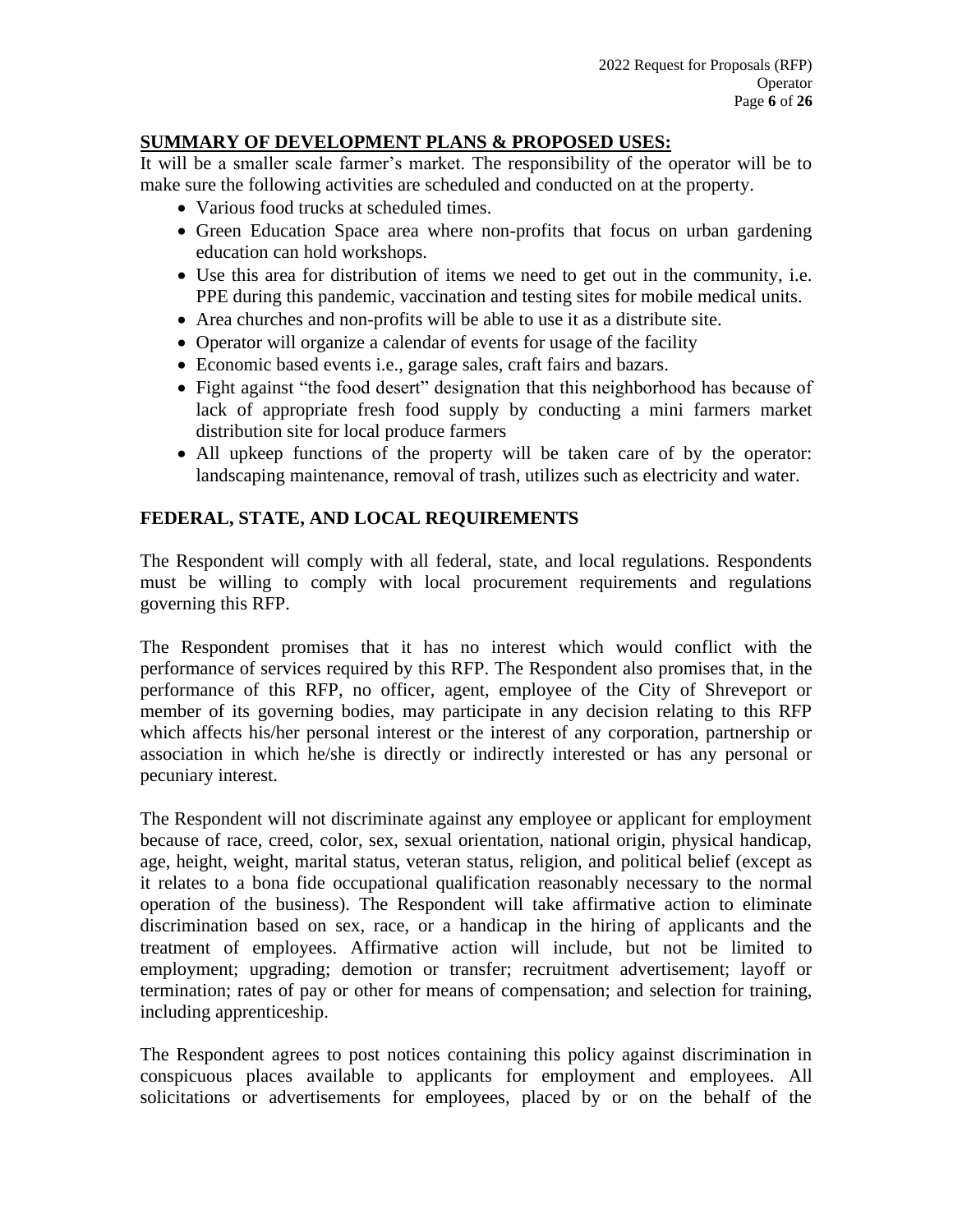## **SUMMARY OF DEVELOPMENT PLANS & PROPOSED USES:**

It will be a smaller scale farmer's market. The responsibility of the operator will be to make sure the following activities are scheduled and conducted on at the property.

- Various food trucks at scheduled times.
- Green Education Space area where non-profits that focus on urban gardening education can hold workshops.
- Use this area for distribution of items we need to get out in the community, i.e. PPE during this pandemic, vaccination and testing sites for mobile medical units.
- Area churches and non-profits will be able to use it as a distribute site.
- Operator will organize a calendar of events for usage of the facility
- Economic based events i.e., garage sales, craft fairs and bazars.
- Fight against "the food desert" designation that this neighborhood has because of lack of appropriate fresh food supply by conducting a mini farmers market distribution site for local produce farmers
- All upkeep functions of the property will be taken care of by the operator: landscaping maintenance, removal of trash, utilizes such as electricity and water.

## **FEDERAL, STATE, AND LOCAL REQUIREMENTS**

The Respondent will comply with all federal, state, and local regulations. Respondents must be willing to comply with local procurement requirements and regulations governing this RFP.

The Respondent promises that it has no interest which would conflict with the performance of services required by this RFP. The Respondent also promises that, in the performance of this RFP, no officer, agent, employee of the City of Shreveport or member of its governing bodies, may participate in any decision relating to this RFP which affects his/her personal interest or the interest of any corporation, partnership or association in which he/she is directly or indirectly interested or has any personal or pecuniary interest.

The Respondent will not discriminate against any employee or applicant for employment because of race, creed, color, sex, sexual orientation, national origin, physical handicap, age, height, weight, marital status, veteran status, religion, and political belief (except as it relates to a bona fide occupational qualification reasonably necessary to the normal operation of the business). The Respondent will take affirmative action to eliminate discrimination based on sex, race, or a handicap in the hiring of applicants and the treatment of employees. Affirmative action will include, but not be limited to employment; upgrading; demotion or transfer; recruitment advertisement; layoff or termination; rates of pay or other for means of compensation; and selection for training, including apprenticeship.

The Respondent agrees to post notices containing this policy against discrimination in conspicuous places available to applicants for employment and employees. All solicitations or advertisements for employees, placed by or on the behalf of the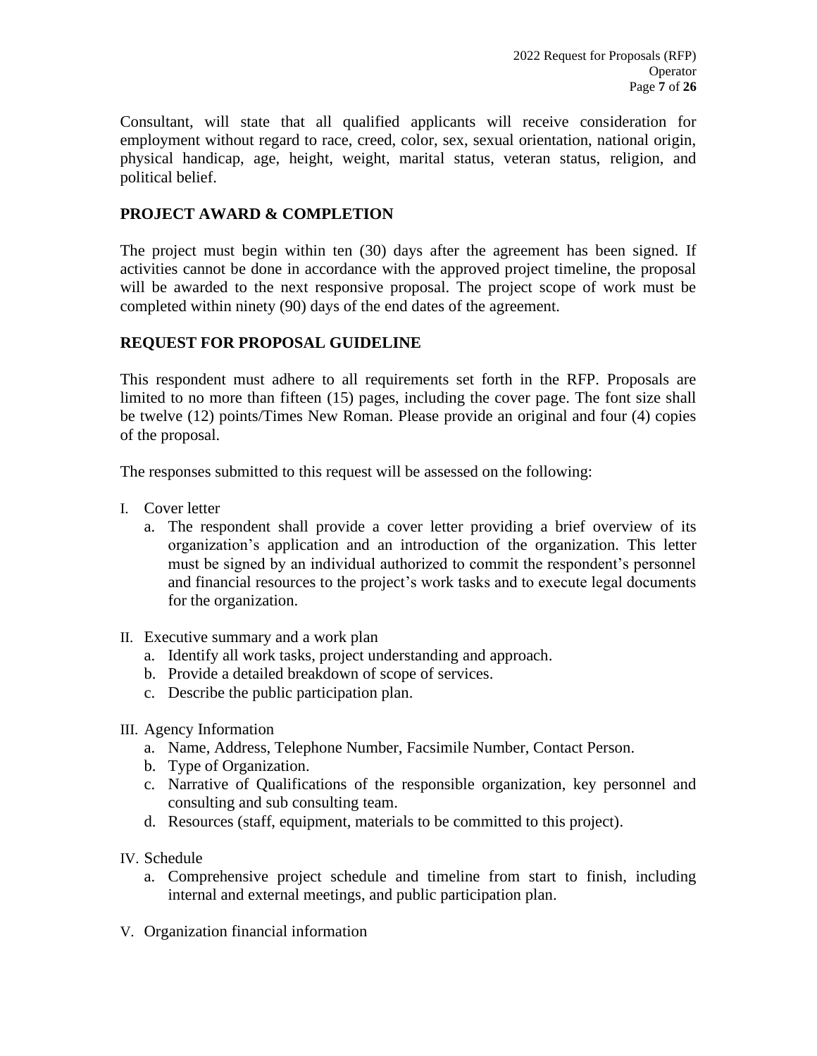Consultant, will state that all qualified applicants will receive consideration for employment without regard to race, creed, color, sex, sexual orientation, national origin, physical handicap, age, height, weight, marital status, veteran status, religion, and political belief.

## PROJECT AWARD & COMPLETION

The project must begin within ten (30) days after the agreement has been signed. If activities cannot be done in accordance with the approved project timeline, the proposal will be awarded to the next responsive proposal. The project scope of work must be completed within ninety (90) days of the end dates of the agreement.

## REQUEST FOR PROPOSAL GUIDELINE

This respondent must adhere to all requirements set forth in the RFP. Proposals are limited to no more than fifteen (15) pages, including the cover page. The font size shall be twelve (12) points/Times New Roman. Please provide an original and four (4) copies of the proposal.

The responses submitted to this request will be assessed on the following:

I. Cover letter
   a. The respondent shall provide a cover letter providing a brief overview of its organization's application and an introduction of the organization. This letter must be signed by an individual authorized to commit the respondent's personnel and financial resources to the project's work tasks and to execute legal documents for the organization.

II. Executive summary and a work plan
   a. Identify all work tasks, project understanding and approach.
   b. Provide a detailed breakdown of scope of services.
   c. Describe the public participation plan.

III. Agency Information
   a. Name, Address, Telephone Number, Facsimile Number, Contact Person.
   b. Type of Organization.
   c. Narrative of Qualifications of the responsible organization, key personnel and consulting and sub consulting team.
   d. Resources (staff, equipment, materials to be committed to this project).

IV. Schedule
   a. Comprehensive project schedule and timeline from start to finish, including internal and external meetings, and public participation plan.

V. Organization financial information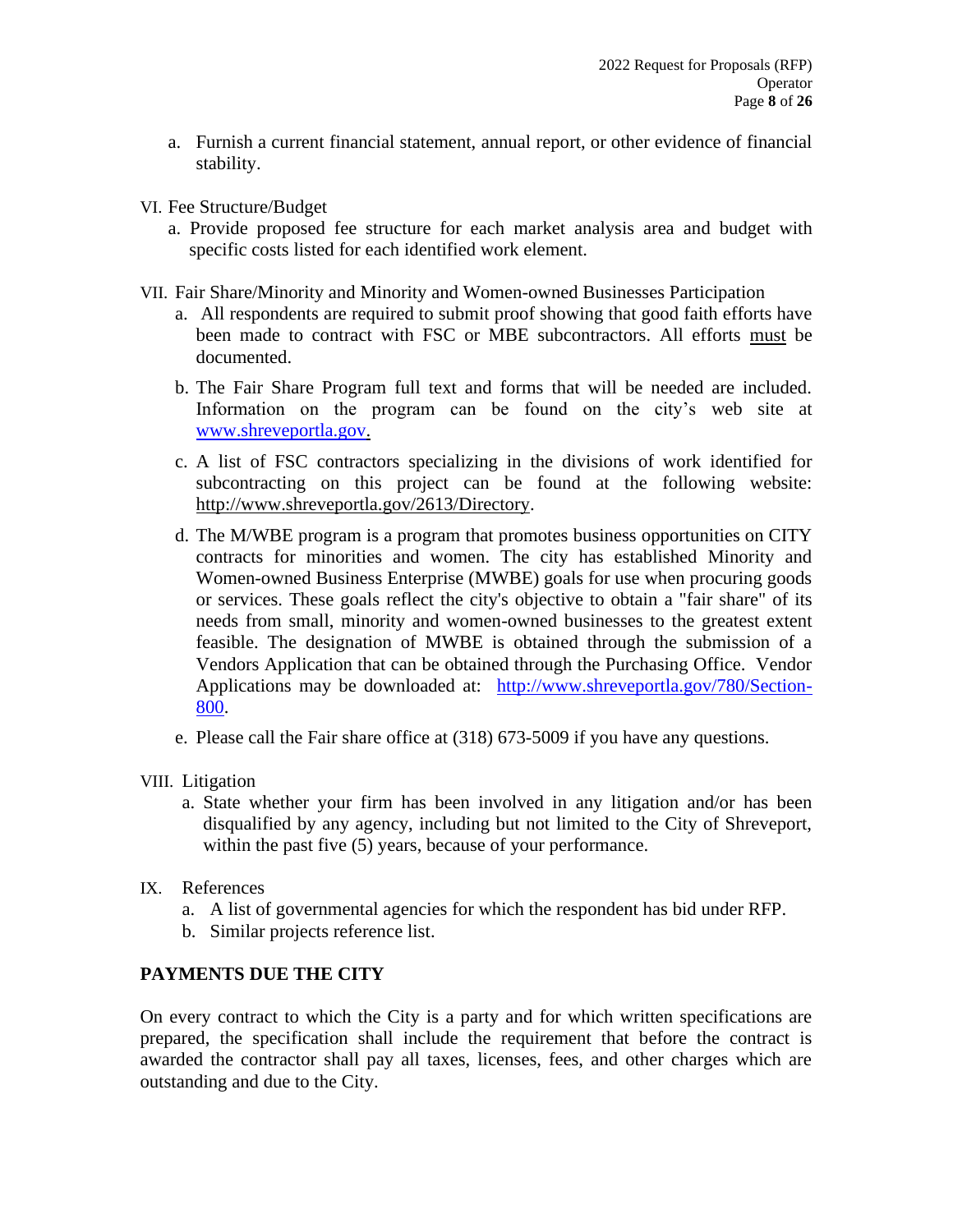a. Furnish a current financial statement, annual report, or other evidence of financial stability.

VI. Fee Structure/Budget

a. Provide proposed fee structure for each market analysis area and budget with specific costs listed for each identified work element.

VII. Fair Share/Minority and Minority and Women-owned Businesses Participation

a. All respondents are required to submit proof showing that good faith efforts have been made to contract with FSC or MBE subcontractors. All efforts must be documented.

b. The Fair Share Program full text and forms that will be needed are included. Information on the program can be found on the city's web site at www.shreveportla.gov.

c. A list of FSC contractors specializing in the divisions of work identified for subcontracting on this project can be found at the following website: http://www.shreveportla.gov/2613/Directory.

d. The M/WBE program is a program that promotes business opportunities on CITY contracts for minorities and women. The city has established Minority and Women-owned Business Enterprise (MWBE) goals for use when procuring goods or services. These goals reflect the city's objective to obtain a "fair share" of its needs from small, minority and women-owned businesses to the greatest extent feasible. The designation of MWBE is obtained through the submission of a Vendors Application that can be obtained through the Purchasing Office. Vendor Applications may be downloaded at: http://www.shreveportla.gov/780/Section-800.

e. Please call the Fair share office at (318) 673-5009 if you have any questions.

VIII. Litigation

a. State whether your firm has been involved in any litigation and/or has been disqualified by any agency, including but not limited to the City of Shreveport, within the past five (5) years, because of your performance.

IX. References

a. A list of governmental agencies for which the respondent has bid under RFP.
b. Similar projects reference list.

**PAYMENTS DUE THE CITY**

On every contract to which the City is a party and for which written specifications are prepared, the specification shall include the requirement that before the contract is awarded the contractor shall pay all taxes, licenses, fees, and other charges which are outstanding and due to the City.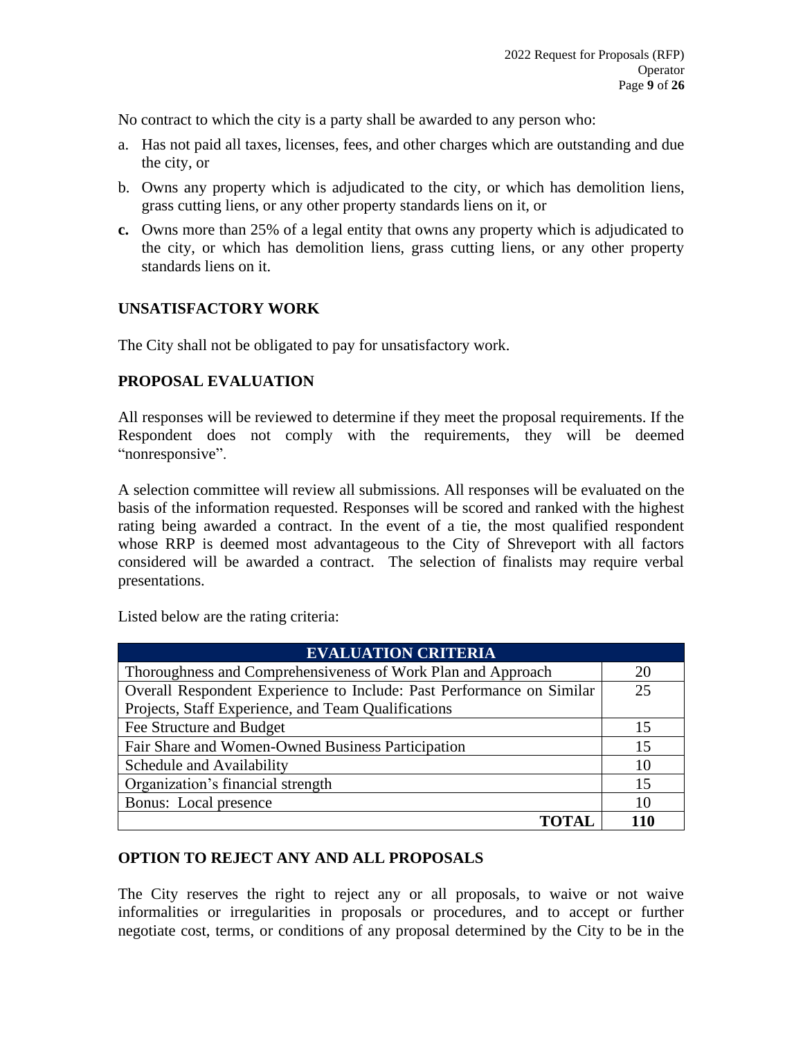No contract to which the city is a party shall be awarded to any person who:

a. Has not paid all taxes, licenses, fees, and other charges which are outstanding and due the city, or

b. Owns any property which is adjudicated to the city, or which has demolition liens, grass cutting liens, or any other property standards liens on it, or

**c.** Owns more than 25% of a legal entity that owns any property which is adjudicated to the city, or which has demolition liens, grass cutting liens, or any other property standards liens on it.

## UNSATISFACTORY WORK

The City shall not be obligated to pay for unsatisfactory work.

## PROPOSAL EVALUATION

All responses will be reviewed to determine if they meet the proposal requirements. If the Respondent does not comply with the requirements, they will be deemed "nonresponsive".

A selection committee will review all submissions. All responses will be evaluated on the basis of the information requested. Responses will be scored and ranked with the highest rating being awarded a contract. In the event of a tie, the most qualified respondent whose RRP is deemed most advantageous to the City of Shreveport with all factors considered will be awarded a contract. The selection of finalists may require verbal presentations.

Listed below are the rating criteria:

| EVALUATION CRITERIA | |
|---|---|
| Thoroughness and Comprehensiveness of Work Plan and Approach | 20 |
| Overall Respondent Experience to Include: Past Performance on Similar Projects, Staff Experience, and Team Qualifications | 25 |
| Fee Structure and Budget | 15 |
| Fair Share and Women-Owned Business Participation | 15 |
| Schedule and Availability | 10 |
| Organization's financial strength | 15 |
| Bonus: Local presence | 10 |
| **TOTAL** | **110** |

## OPTION TO REJECT ANY AND ALL PROPOSALS

The City reserves the right to reject any or all proposals, to waive or not waive informalities or irregularities in proposals or procedures, and to accept or further negotiate cost, terms, or conditions of any proposal determined by the City to be in the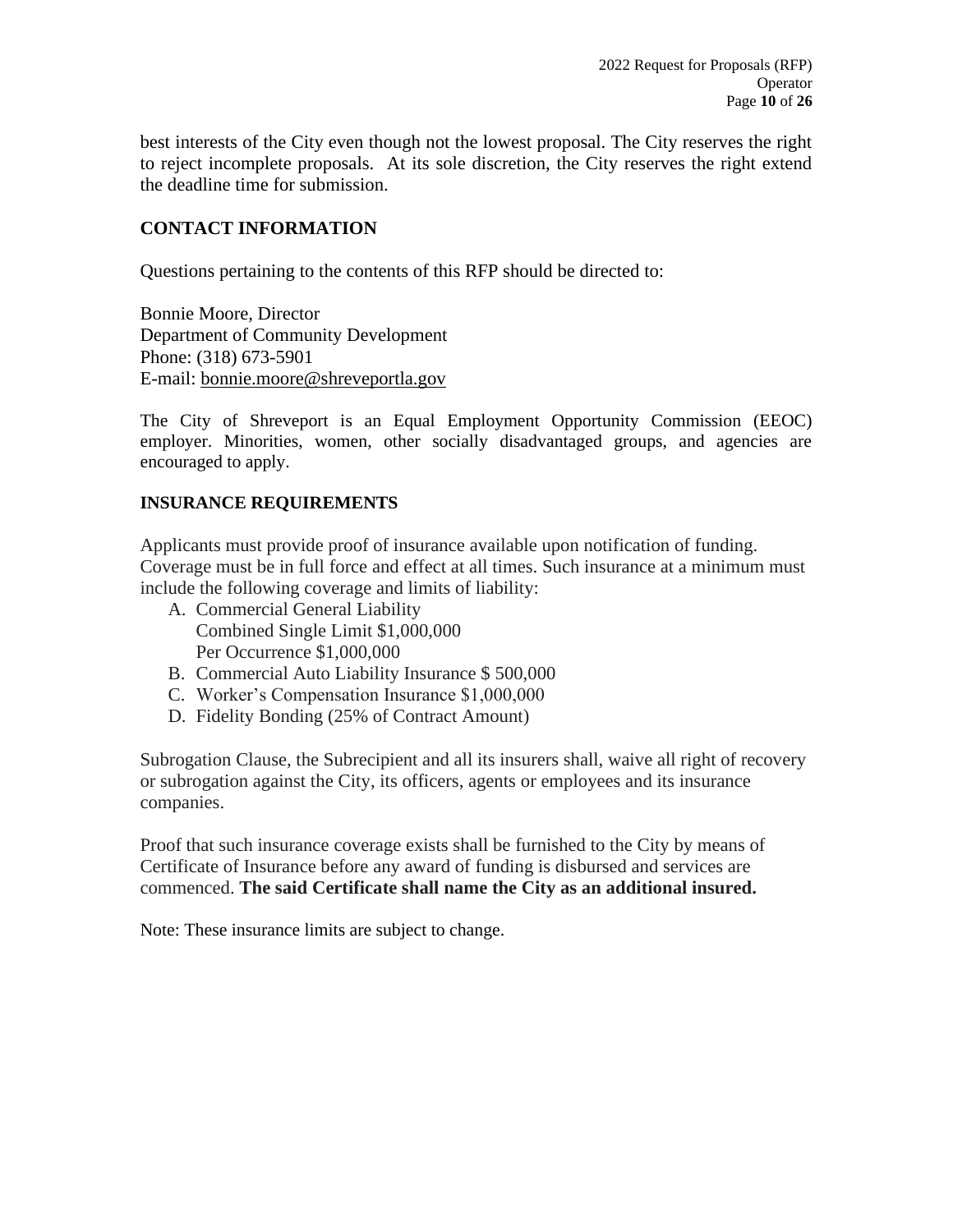best interests of the City even though not the lowest proposal. The City reserves the right to reject incomplete proposals. At its sole discretion, the City reserves the right extend the deadline time for submission.

## CONTACT INFORMATION

Questions pertaining to the contents of this RFP should be directed to:

Bonnie Moore, Director
Department of Community Development
Phone: (318) 673-5901
E-mail: bonnie.moore@shreveportla.gov

The City of Shreveport is an Equal Employment Opportunity Commission (EEOC) employer. Minorities, women, other socially disadvantaged groups, and agencies are encouraged to apply.

## INSURANCE REQUIREMENTS

Applicants must provide proof of insurance available upon notification of funding. Coverage must be in full force and effect at all times. Such insurance at a minimum must include the following coverage and limits of liability:

A. Commercial General Liability
   Combined Single Limit $1,000,000
   Per Occurrence $1,000,000
B. Commercial Auto Liability Insurance $ 500,000
C. Worker's Compensation Insurance $1,000,000
D. Fidelity Bonding (25% of Contract Amount)

Subrogation Clause, the Subrecipient and all its insurers shall, waive all right of recovery or subrogation against the City, its officers, agents or employees and its insurance companies.

Proof that such insurance coverage exists shall be furnished to the City by means of Certificate of Insurance before any award of funding is disbursed and services are commenced. **The said Certificate shall name the City as an additional insured.**

Note: These insurance limits are subject to change.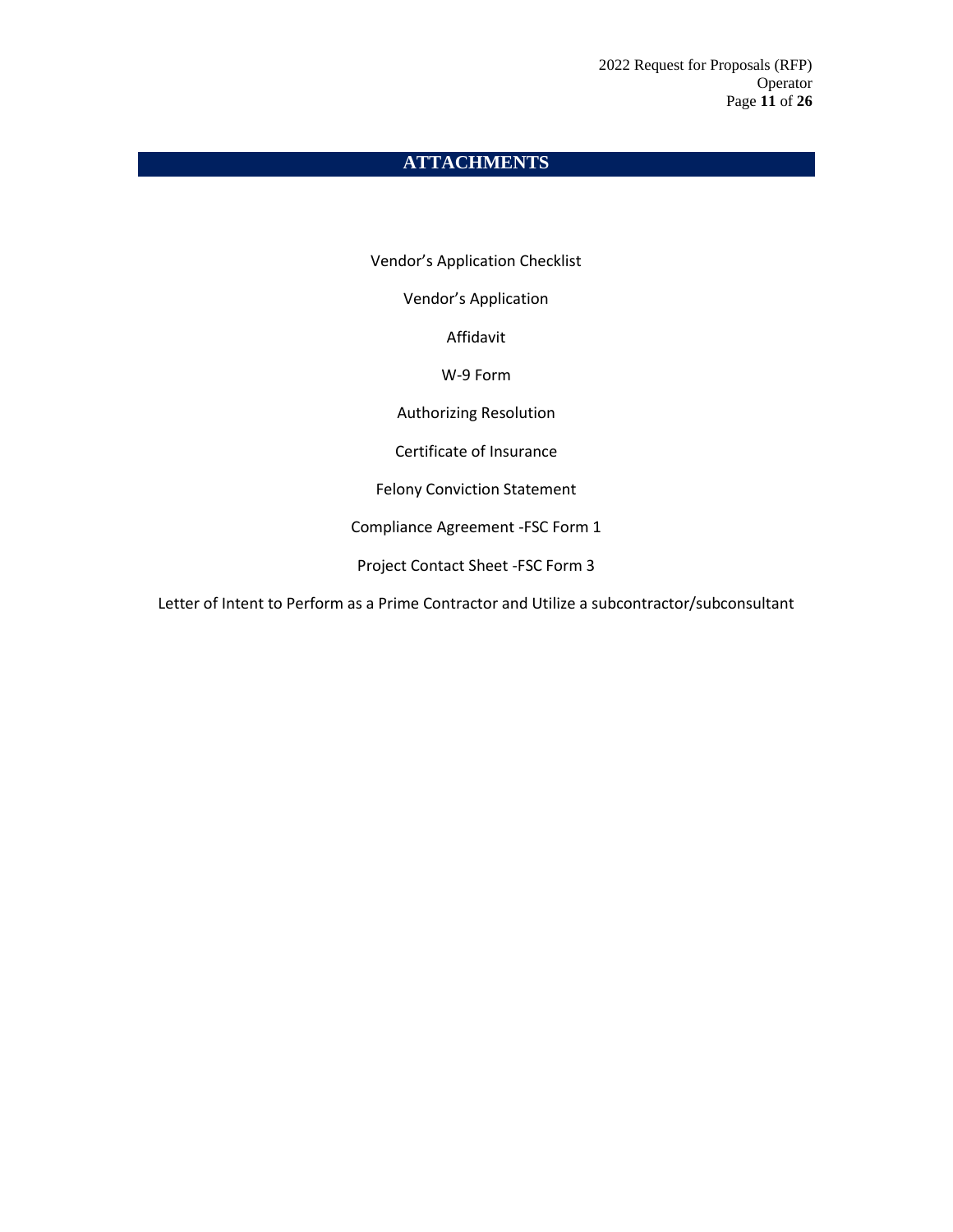# ATTACHMENTS

Vendor’s Application Checklist

Vendor’s Application

Affidavit

W-9 Form

Authorizing Resolution

Certificate of Insurance

Felony Conviction Statement

Compliance Agreement -FSC Form 1

Project Contact Sheet -FSC Form 3

Letter of Intent to Perform as a Prime Contractor and Utilize a subcontractor/subconsultant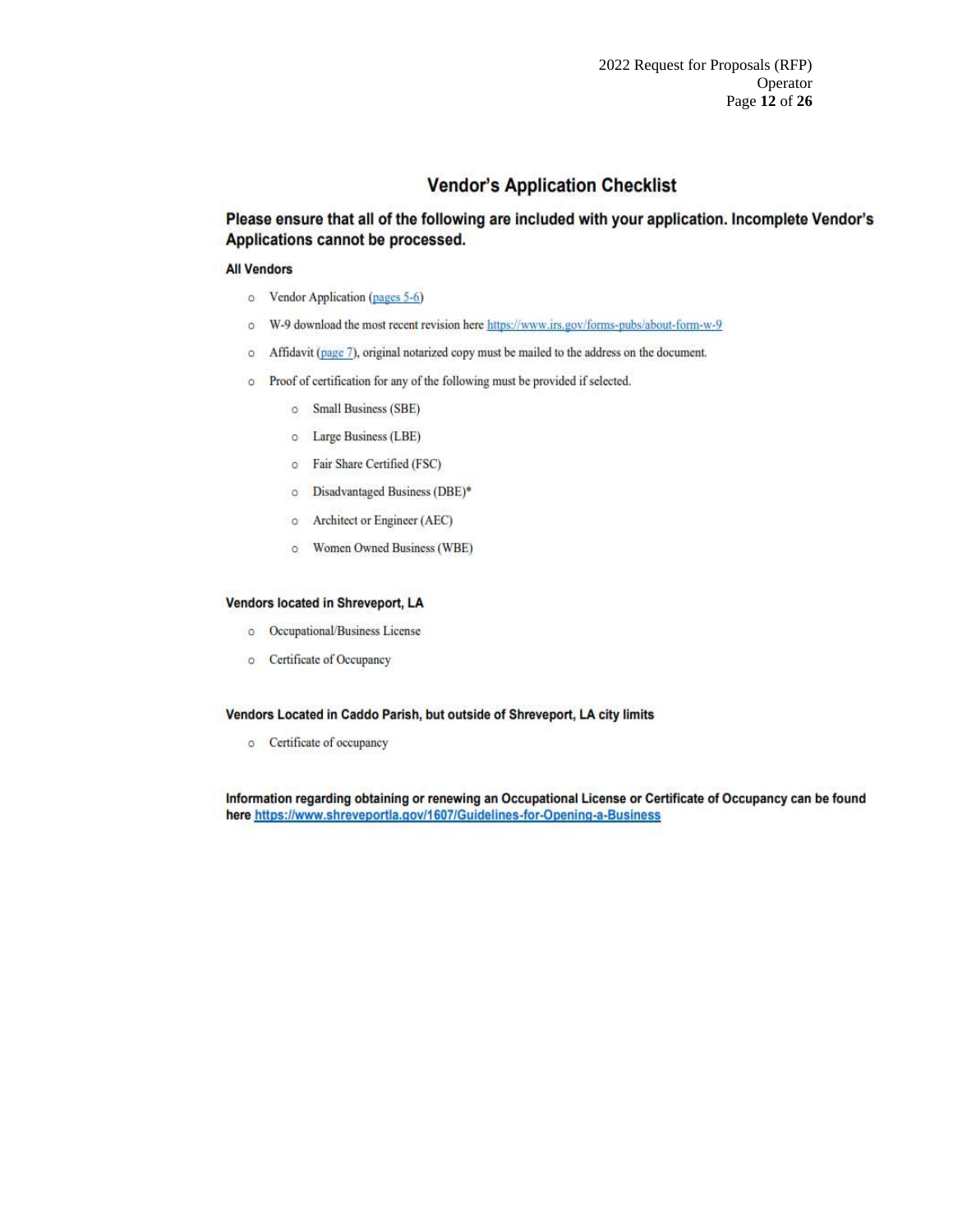## Vendor's Application Checklist

**Please ensure that all of the following are included with your application. Incomplete Vendor's Applications cannot be processed.**

**All Vendors**

- Vendor Application (pages 5-6)
- W-9 download the most recent revision here https://www.irs.gov/forms-pubs/about-form-w-9
- Affidavit (page 7), original notarized copy must be mailed to the address on the document.
- Proof of certification for any of the following must be provided if selected.
  - Small Business (SBE)
  - Large Business (LBE)
  - Fair Share Certified (FSC)
  - Disadvantaged Business (DBE)*
  - Architect or Engineer (AEC)
  - Women Owned Business (WBE)

**Vendors located in Shreveport, LA**

- Occupational/Business License
- Certificate of Occupancy

**Vendors Located in Caddo Parish, but outside of Shreveport, LA city limits**

- Certificate of occupancy

**Information regarding obtaining or renewing an Occupational License or Certificate of Occupancy can be found here https://www.shreveportla.gov/1607/Guidelines-for-Opening-a-Business**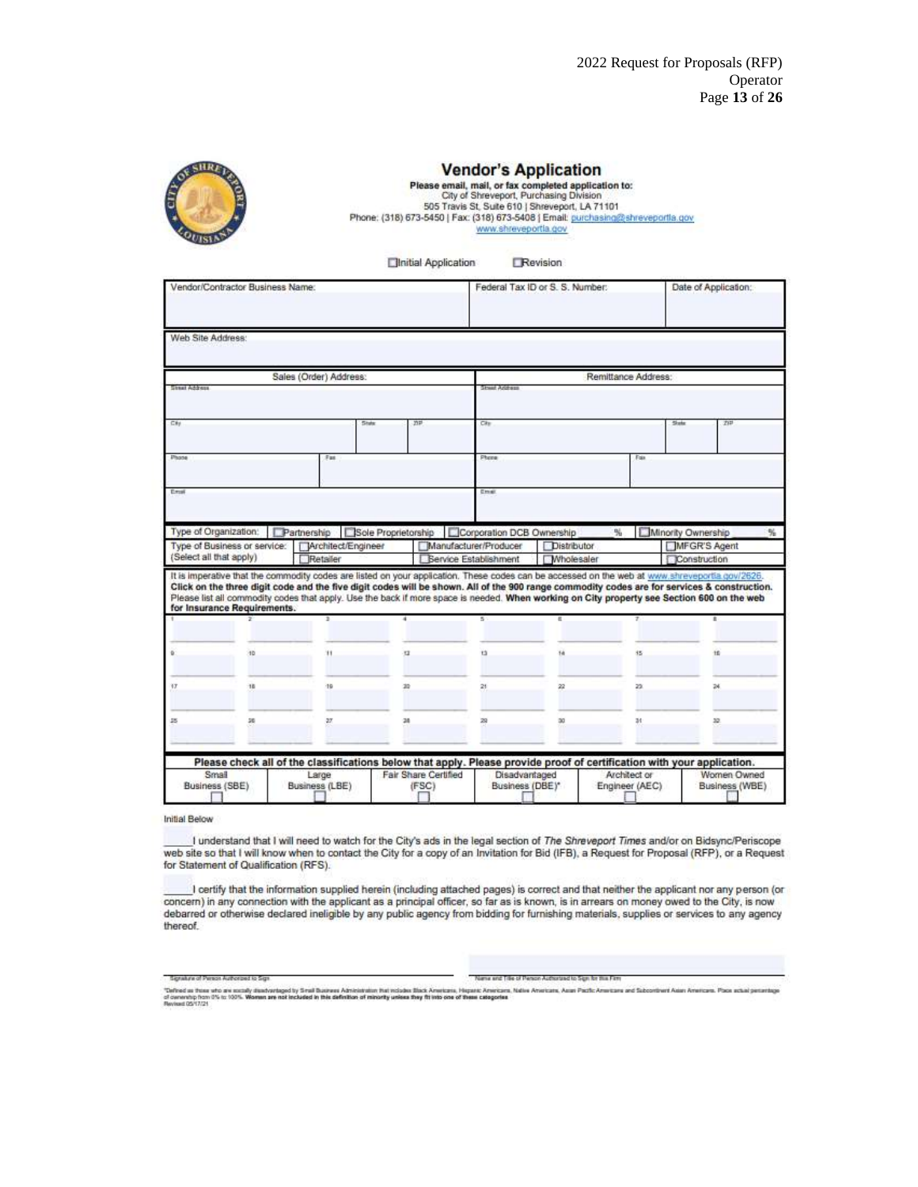# Vendor's Application

**Please email, mail, or fax completed application to:**
City of Shreveport, Purchasing Division
505 Travis St, Suite 610 | Shreveport, LA 71101
Phone: (318) 673-5450 | Fax: (318) 673-5408 | Email: purchasing@shreveportla.gov
www.shreveportla.gov

☐ Initial Application ☐ Revision

| Vendor/Contractor Business Name: | Federal Tax ID or S. S. Number: | Date of Application: |
|---|---|---|
| | | |

| Web Site Address: |
|---|
| |

| Sales (Order) Address: | | | Remittance Address: | | |
|---|---|---|---|---|---|
| Street Address | | | Street Address | | |
| City | State | ZIP | City | State | ZIP |
| Phone | Fax | | Phone | Fax | |
| Email | | | Email | | |

Type of Organization: ☐ Partnership ☐ Sole Proprietorship ☐ Corporation DCB Ownership ___ % ☐ Minority Ownership ___ %

Type of Business or service: (Select all that apply) ☐ Architect/Engineer ☐ Retailer ☐ Manufacturer/Producer ☐ Service Establishment ☐ Distributor ☐ Wholesaler ☐ MFGR'S Agent ☐ Construction

It is imperative that the commodity codes are listed on your application. These codes can be accessed on the web at www.shreveportla.gov/2626. **Click on the three digit code and the five digit codes will be shown. All of the 900 range commodity codes are for services & construction.** Please list all commodity codes that apply. Use the back if more space is needed. **When working on City property see Section 600 on the web for Insurance Requirements.**

| 1 | 2 | 3 | 4 | 5 | 6 | 7 | 8 |
|---|---|---|---|---|---|---|---|
| 9 | 10 | 11 | 12 | 13 | 14 | 15 | 16 |
| 17 | 18 | 19 | 20 | 21 | 22 | 23 | 24 |
| 25 | 26 | 27 | 28 | 29 | 30 | 31 | 32 |

**Please check all of the classifications below that apply. Please provide proof of certification with your application.**

| Small Business (SBE) | Large Business (LBE) | Fair Share Certified (FSC) | Disadvantaged Business (DBE)* | Architect or Engineer (AEC) | Women Owned Business (WBE) |
|---|---|---|---|---|---|
| ☐ | ☐ | ☐ | ☐ | ☐ | ☐ |

Initial Below

_____ I understand that I will need to watch for the City's ads in the legal section of *The Shreveport Times* and/or on Bidsync/Periscope web site so that I will know when to contact the City for a copy of an Invitation for Bid (IFB), a Request for Proposal (RFP), or a Request for Statement of Qualification (RFS).

_____ I certify that the information supplied herein (including attached pages) is correct and that neither the applicant nor any person (or concern) in any connection with the applicant as a principal officer, so far as is known, is in arrears on money owed to the City, is now debarred or otherwise declared ineligible by any public agency from bidding for furnishing materials, supplies or services to any agency thereof.

Signature of Person Authorized to Sign _______________ Name and Title of Person Authorized to Sign for this Firm _______________

*Defined as those who are socially disadvantaged by Small Business Administration that includes Black Americans, Hispanic Americans, Native Americans, Asian Pacific Americans and Subcontinent Asian Americans. Place actual percentage of ownership from 0% to 100%. **Women are not included in this definition of minority unless they fit into one of these categories**
Revised 05/17/21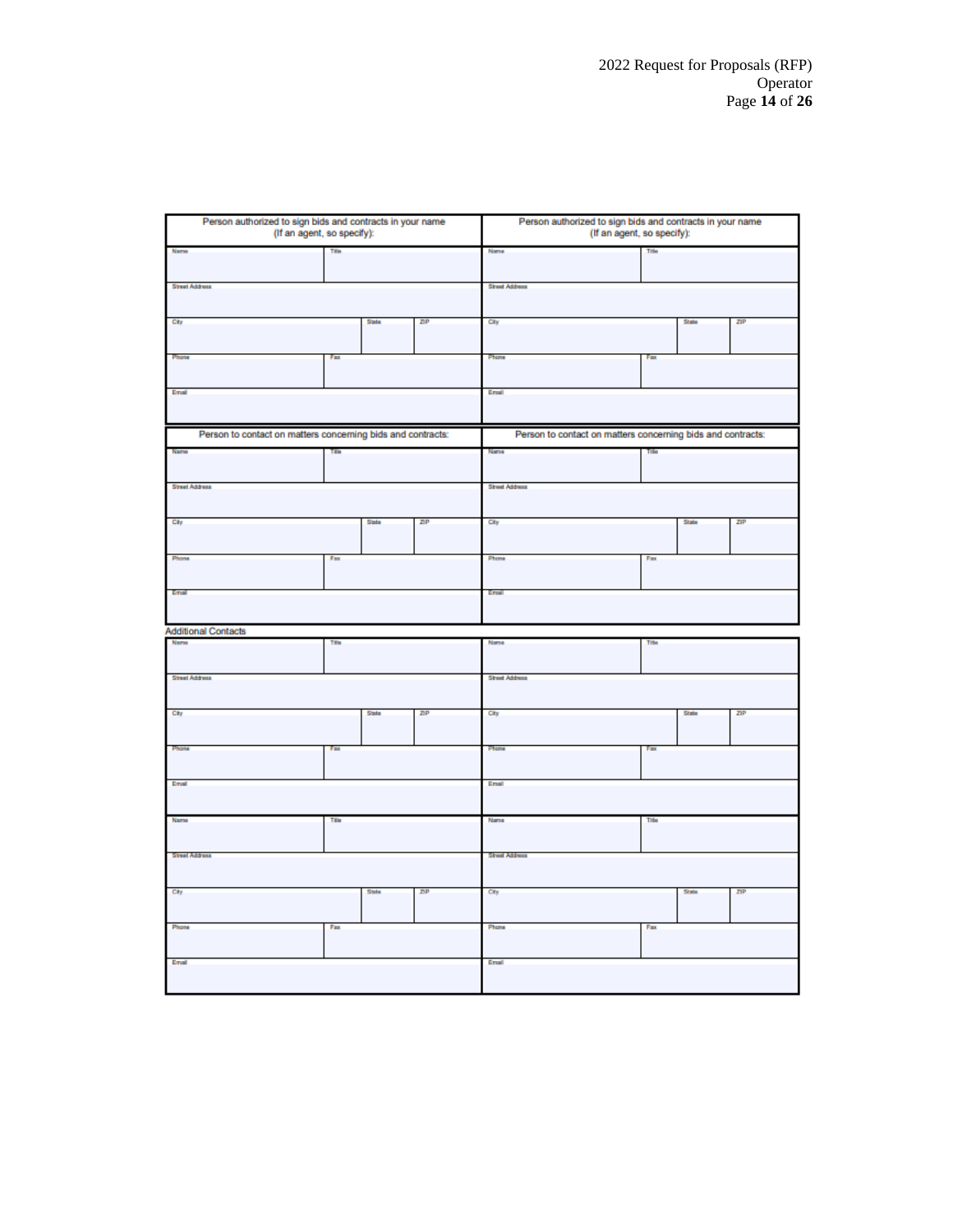| Person authorized to sign bids and contracts in your name (If an agent, so specify): | | | | Person authorized to sign bids and contracts in your name (If an agent, so specify): | | | |
|---|---|---|---|---|---|---|---|
| Name | Title | | | Name | Title | | |
| Street Address | | | | Street Address | | | |
| City | | State | ZIP | City | | State | ZIP |
| Phone | Fax | | | Phone | Fax | | |
| Email | | | | Email | | | |

| Person to contact on matters concerning bids and contracts: | | | | Person to contact on matters concerning bids and contracts: | | | |
|---|---|---|---|---|---|---|---|
| Name | Title | | | Name | Title | | |
| Street Address | | | | Street Address | | | |
| City | | State | ZIP | City | | State | ZIP |
| Phone | Fax | | | Phone | Fax | | |
| Email | | | | Email | | | |

Additional Contacts

| Name | Title | | | Name | Title | | |
|---|---|---|---|---|---|---|---|
| Street Address | | | | Street Address | | | |
| City | | State | ZIP | City | | State | ZIP |
| Phone | Fax | | | Phone | Fax | | |
| Email | | | | Email | | | |
| Name | Title | | | Name | Title | | |
| Street Address | | | | Street Address | | | |
| City | | State | ZIP | City | | State | ZIP |
| Phone | Fax | | | Phone | Fax | | |
| Email | | | | Email | | | |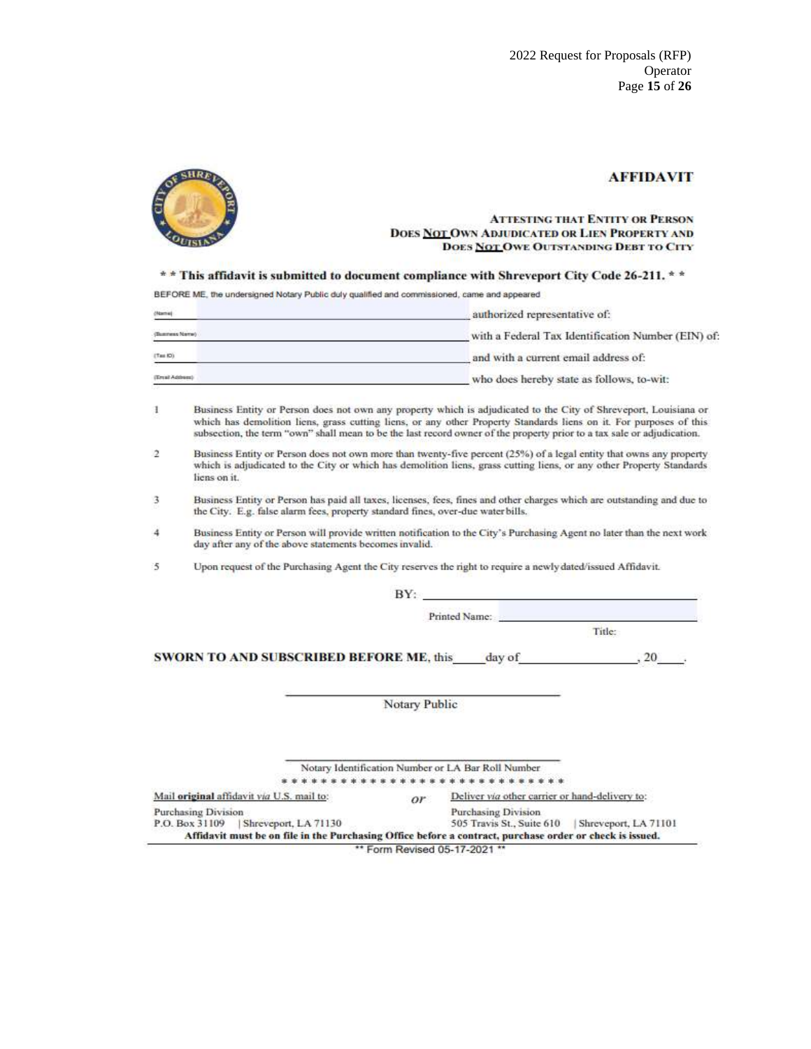# AFFIDAVIT

**ATTESTING THAT ENTITY OR PERSON DOES NOT OWN ADJUDICATED OR LIEN PROPERTY AND DOES NOT OWE OUTSTANDING DEBT TO CITY**

**\* \* This affidavit is submitted to document compliance with Shreveport City Code 26-211. \* \***

BEFORE ME, the undersigned Notary Public duly qualified and commissioned, came and appeared

(Name) ______________________________ authorized representative of:

(Business Name) ______________________________ with a Federal Tax Identification Number (EIN) of:

(Tax ID) ______________________________ and with a current email address of:

(Email Address) ______________________________ who does hereby state as follows, to-wit:

1. Business Entity or Person does not own any property which is adjudicated to the City of Shreveport, Louisiana or which has demolition liens, grass cutting liens, or any other Property Standards liens on it. For purposes of this subsection, the term "own" shall mean to be the last record owner of the property prior to a tax sale or adjudication.
2. Business Entity or Person does not own more than twenty-five percent (25%) of a legal entity that owns any property which is adjudicated to the City or which has demolition liens, grass cutting liens, or any other Property Standards liens on it.
3. Business Entity or Person has paid all taxes, licenses, fees, fines and other charges which are outstanding and due to the City. E.g. false alarm fees, property standard fines, over-due water bills.
4. Business Entity or Person will provide written notification to the City's Purchasing Agent no later than the next work day after any of the above statements becomes invalid.
5. Upon request of the Purchasing Agent the City reserves the right to require a newly dated/issued Affidavit.

BY: ______________________________

Printed Name: ______________________________

Title:

**SWORN TO AND SUBSCRIBED BEFORE ME**, this_____day of_________________, 20____.

______________________________

Notary Public

______________________________

Notary Identification Number or LA Bar Roll Number

\* \* \* \* \* \* \* \* \* \* \* \* \* \* \* \* \* \* \* \* \* \* \* \* \* \* \* \* \*

Mail **original** affidavit *via* U.S. mail to:
Purchasing Division
P.O. Box 31109 | Shreveport, LA 71130

*or*

Deliver *via* other carrier or hand-delivery to:
Purchasing Division
505 Travis St., Suite 610 | Shreveport, LA 71101

**Affidavit must be on file in the Purchasing Office before a contract, purchase order or check is issued.**

\*\* Form Revised 05-17-2021 \*\*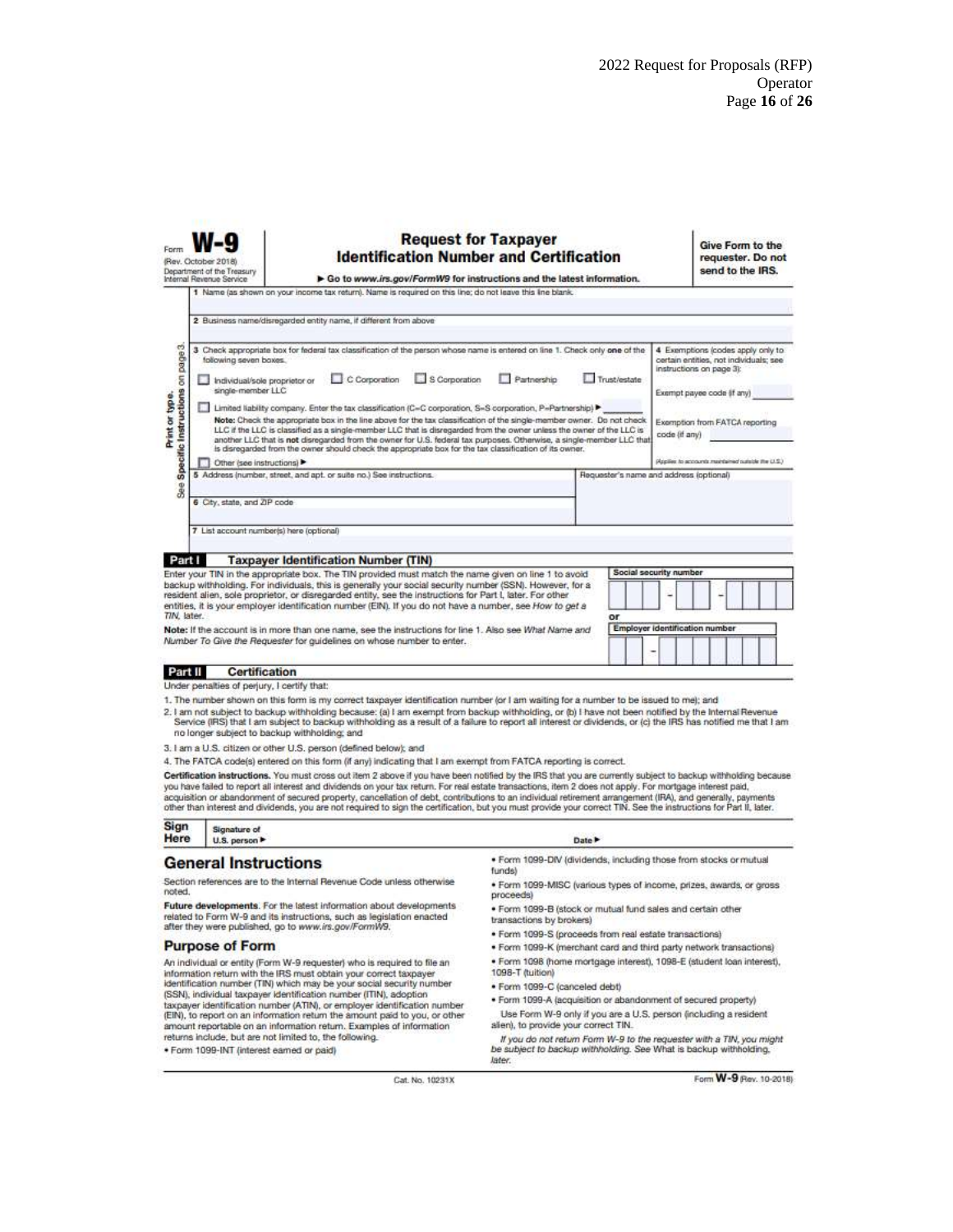Form **W-9**
(Rev. October 2018)
Department of the Treasury
Internal Revenue Service

# Request for Taxpayer Identification Number and Certification

▶ Go to *www.irs.gov/FormW9* for instructions and the latest information.

**Give Form to the requester. Do not send to the IRS.**

Print or type.
See **Specific Instructions** on page 3.

1 Name (as shown on your income tax return). Name is required on this line; do not leave this line blank.

2 Business name/disregarded entity name, if different from above

3 Check appropriate box for federal tax classification of the person whose name is entered on line 1. Check only **one** of the following seven boxes.

☐ Individual/sole proprietor or single-member LLC ☐ C Corporation ☐ S Corporation ☐ Partnership ☐ Trust/estate

☐ Limited liability company. Enter the tax classification (C=C corporation, S=S corporation, P=Partnership) ▶ ______

**Note:** Check the appropriate box in the line above for the tax classification of the single-member owner. Do not check LLC if the LLC is classified as a single-member LLC that is disregarded from the owner unless the owner of the LLC is another LLC that is **not** disregarded from the owner for U.S. federal tax purposes. Otherwise, a single-member LLC that is disregarded from the owner should check the appropriate box for the tax classification of its owner.

☐ Other (see instructions) ▶

4 Exemptions (codes apply only to certain entities, not individuals; see instructions on page 3):

Exempt payee code (if any) ______

Exemption from FATCA reporting code (if any) ______

(Applies to accounts maintained outside the U.S.)

5 Address (number, street, and apt. or suite no.) See instructions.

Requester's name and address (optional)

6 City, state, and ZIP code

7 List account number(s) here (optional)

## Part I Taxpayer Identification Number (TIN)

Enter your TIN in the appropriate box. The TIN provided must match the name given on line 1 to avoid backup withholding. For individuals, this is generally your social security number (SSN). However, for a resident alien, sole proprietor, or disregarded entity, see the instructions for Part I, later. For other entities, it is your employer identification number (EIN). If you do not have a number, see *How to get a TIN*, later.

**Note:** If the account is in more than one name, see the instructions for line 1. Also see *What Name and Number To Give the Requester* for guidelines on whose number to enter.

**Social security number**

[ ][ ][ ] – [ ][ ] – [ ][ ][ ][ ]

or

**Employer identification number**

[ ][ ] – [ ][ ][ ][ ][ ][ ][ ]

## Part II Certification

Under penalties of perjury, I certify that:

1. The number shown on this form is my correct taxpayer identification number (or I am waiting for a number to be issued to me); and
2. I am not subject to backup withholding because: (a) I am exempt from backup withholding, or (b) I have not been notified by the Internal Revenue Service (IRS) that I am subject to backup withholding as a result of a failure to report all interest or dividends, or (c) the IRS has notified me that I am no longer subject to backup withholding; and
3. I am a U.S. citizen or other U.S. person (defined below); and
4. The FATCA code(s) entered on this form (if any) indicating that I am exempt from FATCA reporting is correct.

**Certification instructions.** You must cross out item 2 above if you have been notified by the IRS that you are currently subject to backup withholding because you have failed to report all interest and dividends on your tax return. For real estate transactions, item 2 does not apply. For mortgage interest paid, acquisition or abandonment of secured property, cancellation of debt, contributions to an individual retirement arrangement (IRA), and generally, payments other than interest and dividends, you are not required to sign the certification, but you must provide your correct TIN. See the instructions for Part II, later.

**Sign Here** Signature of U.S. person ▶ Date ▶

## General Instructions

Section references are to the Internal Revenue Code unless otherwise noted.

**Future developments.** For the latest information about developments related to Form W-9 and its instructions, such as legislation enacted after they were published, go to *www.irs.gov/FormW9*.

### Purpose of Form

An individual or entity (Form W-9 requester) who is required to file an information return with the IRS must obtain your correct taxpayer identification number (TIN) which may be your social security number (SSN), individual taxpayer identification number (ITIN), adoption taxpayer identification number (ATIN), or employer identification number (EIN), to report on an information return the amount paid to you, or other amount reportable on an information return. Examples of information returns include, but are not limited to, the following.

- Form 1099-INT (interest earned or paid)
- Form 1099-DIV (dividends, including those from stocks or mutual funds)
- Form 1099-MISC (various types of income, prizes, awards, or gross proceeds)
- Form 1099-B (stock or mutual fund sales and certain other transactions by brokers)
- Form 1099-S (proceeds from real estate transactions)
- Form 1099-K (merchant card and third party network transactions)
- Form 1098 (home mortgage interest), 1098-E (student loan interest), 1098-T (tuition)
- Form 1099-C (canceled debt)
- Form 1099-A (acquisition or abandonment of secured property)

Use Form W-9 only if you are a U.S. person (including a resident alien), to provide your correct TIN.

*If you do not return Form W-9 to the requester with a TIN, you might be subject to backup withholding. See* What is backup withholding, *later.*

Cat. No. 10231X Form **W-9** (Rev. 10-2018)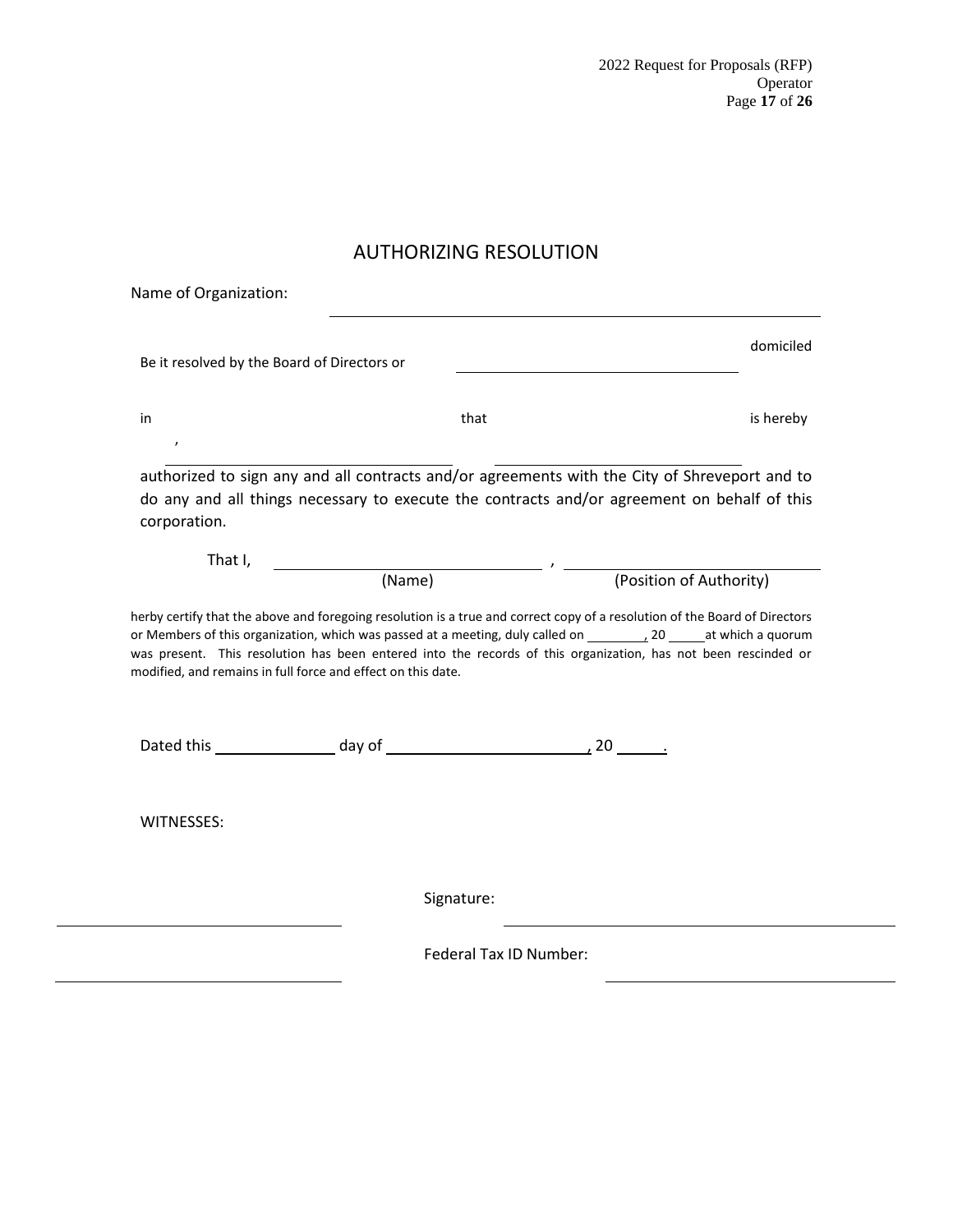# AUTHORIZING RESOLUTION

Name of Organization: \_\_\_\_\_\_\_\_\_\_\_\_\_\_\_\_\_\_\_\_\_\_\_\_\_\_\_\_\_\_\_\_\_\_\_\_\_\_\_\_

Be it resolved by the Board of Directors or \_\_\_\_\_\_\_\_\_\_\_\_\_\_\_\_\_\_\_\_\_\_\_\_ domiciled in \_\_\_\_\_\_\_\_\_\_\_\_\_\_\_\_\_\_\_\_\_\_\_\_, that \_\_\_\_\_\_\_\_\_\_\_\_\_\_\_\_\_\_\_\_\_\_\_\_ is hereby authorized to sign any and all contracts and/or agreements with the City of Shreveport and to do any and all things necessary to execute the contracts and/or agreement on behalf of this corporation.

That I, \_\_\_\_\_\_\_\_\_\_\_\_\_\_\_\_\_\_\_\_\_\_\_\_ , \_\_\_\_\_\_\_\_\_\_\_\_\_\_\_\_\_\_\_\_\_\_\_\_
(Name) (Position of Authority)

herby certify that the above and foregoing resolution is a true and correct copy of a resolution of the Board of Directors or Members of this organization, which was passed at a meeting, duly called on \_\_\_\_\_\_\_\_, 20 \_\_\_\_\_ at which a quorum was present. This resolution has been entered into the records of this organization, has not been rescinded or modified, and remains in full force and effect on this date.

Dated this \_\_\_\_\_\_\_\_\_\_\_\_ day of \_\_\_\_\_\_\_\_\_\_\_\_\_\_\_\_\_\_\_\_, 20 \_\_\_\_\_.

WITNESSES:

\_\_\_\_\_\_\_\_\_\_\_\_\_\_\_\_\_\_\_\_\_\_\_\_ Signature: \_\_\_\_\_\_\_\_\_\_\_\_\_\_\_\_\_\_\_\_\_\_\_\_

\_\_\_\_\_\_\_\_\_\_\_\_\_\_\_\_\_\_\_\_\_\_\_\_ Federal Tax ID Number: \_\_\_\_\_\_\_\_\_\_\_\_\_\_\_\_\_\_\_\_\_\_\_\_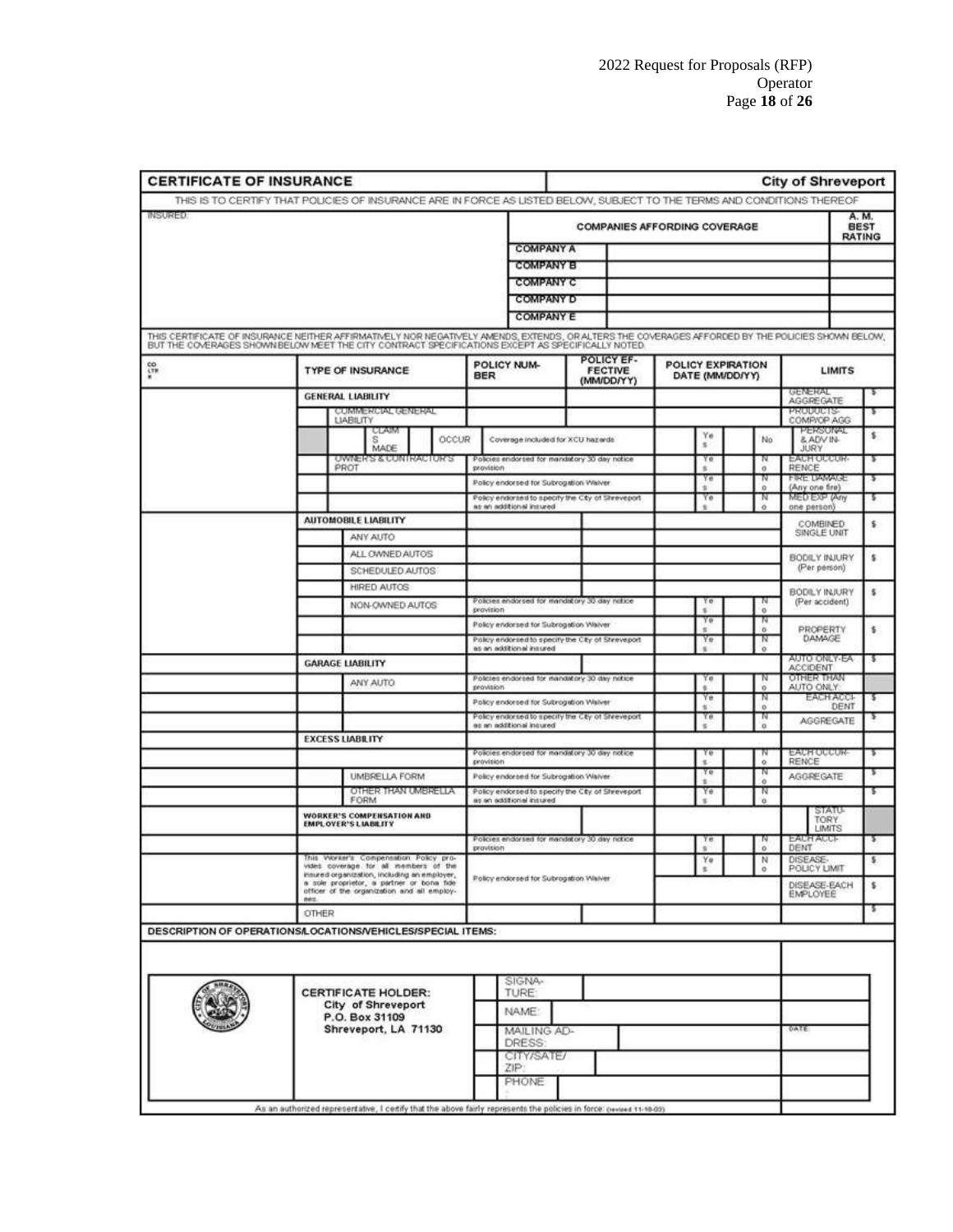# CERTIFICATE OF INSURANCE — City of Shreveport

THIS IS TO CERTIFY THAT POLICIES OF INSURANCE ARE IN FORCE AS LISTED BELOW, SUBJECT TO THE TERMS AND CONDITIONS THEREOF

| INSURED: | COMPANIES AFFORDING COVERAGE | | A. M. BEST RATING |
|---|---|---|---|
| | COMPANY A | | |
| | COMPANY B | | |
| | COMPANY C | | |
| | COMPANY D | | |
| | COMPANY E | | |

THIS CERTIFICATE OF INSURANCE NEITHER AFFIRMATIVELY NOR NEGATIVELY AMENDS, EXTENDS, OR ALTERS THE COVERAGES AFFORDED BY THE POLICIES SHOWN BELOW, BUT THE COVERAGES SHOWN BELOW MEET THE CITY CONTRACT SPECIFICATIONS EXCEPT AS SPECIFICALLY NOTED.

| CO LTR # | TYPE OF INSURANCE | POLICY NUMBER | POLICY EFFECTIVE (MM/DD/YY) | POLICY EXPIRATION DATE (MM/DD/YY) | | | LIMITS | |
|---|---|---|---|---|---|---|---|---|
| | **GENERAL LIABILITY** | | | | | | GENERAL AGGREGATE | $ |
| | COMMERCIAL GENERAL LIABILITY | | | | | | PRODUCTS-COMP/OP AGG | $ |
| | CLAIMS MADE / OCCUR | Coverage included for XCU hazards | | | Yes | No | PERSONAL & ADV INJURY | $ |
| | OWNER'S & CONTRACTOR'S PROT | Policies endorsed for mandatory 30 day notice provision | | | Yes | No | EACH OCCURRENCE | $ |
| | | Policy endorsed for Subrogation Waiver | | | Yes | No | FIRE DAMAGE (Any one fire) | $ |
| | | Policy endorsed to specify the City of Shreveport as an additional insured | | | Yes | No | MED EXP (Any one person) | $ |
| | **AUTOMOBILE LIABILITY** | | | | | | COMBINED SINGLE UNIT | $ |
| | ANY AUTO | | | | | | | |
| | ALL OWNED AUTOS | | | | | | BODILY INJURY (Per person) | $ |
| | SCHEDULED AUTOS | | | | | | | |
| | HIRED AUTOS | | | | | | BODILY INJURY (Per accident) | $ |
| | NON-OWNED AUTOS | Policies endorsed for mandatory 30 day notice provision | | | Yes | No | | |
| | | Policy endorsed for Subrogation Waiver | | | Yes | No | PROPERTY DAMAGE | $ |
| | | Policy endorsed to specify the City of Shreveport as an additional insured | | | Yes | No | | |
| | **GARAGE LIABILITY** | | | | | | AUTO ONLY-EA ACCIDENT | $ |
| | ANY AUTO | Policies endorsed for mandatory 30 day notice provision | | | Yes | No | OTHER THAN AUTO ONLY: | |
| | | Policy endorsed for Subrogation Waiver | | | Yes | No | EACH ACCIDENT | $ |
| | | Policy endorsed to specify the City of Shreveport as an additional insured | | | Yes | No | AGGREGATE | $ |
| | **EXCESS LIABILITY** | | | | | | | |
| | | Policies endorsed for mandatory 30 day notice provision | | | Yes | No | EACH OCCURRENCE | $ |
| | UMBRELLA FORM | Policy endorsed for Subrogation Waiver | | | Yes | No | AGGREGATE | $ |
| | OTHER THAN UMBRELLA FORM | Policy endorsed to specify the City of Shreveport as an additional insured | | | Yes | No | | $ |
| | **WORKER'S COMPENSATION AND EMPLOYER'S LIABILITY** | | | | | | STATUTORY LIMITS | |
| | | Policies endorsed for mandatory 30 day notice provision | | | Yes | No | EACH ACCIDENT | $ |
| | This Worker's Compensation Policy provides coverage for all members of the insured organization, including an employer, a sole proprietor, a partner or bona fide officer of the organization and all employees. | Policy endorsed for Subrogation Waiver | | | Yes | No | DISEASE-POLICY LIMIT | $ |
| | | | | | | | DISEASE-EACH EMPLOYEE | $ |
| | OTHER | | | | | | | $ |

**DESCRIPTION OF OPERATIONS/LOCATIONS/VEHICLES/SPECIAL ITEMS:**

| CERTIFICATE HOLDER: | | |
|---|---|---|
| City of Shreveport<br>P.O. Box 31109<br>Shreveport, LA 71130 | SIGNATURE: | |
| | NAME: | |
| | MAILING ADDRESS: | DATE: |
| | CITY/STATE/ZIP: | |
| | PHONE: | |

As an authorized representative, I certify that the above fairly represents the policies in force. (revised 11-18-03)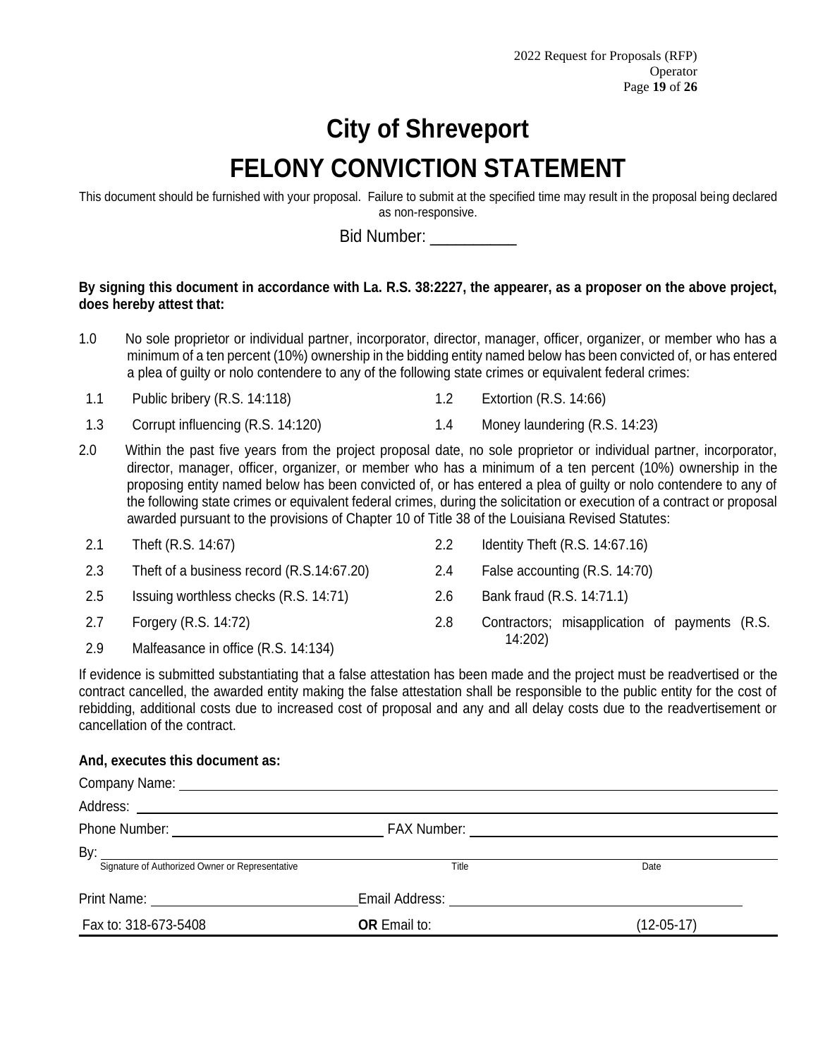# City of Shreveport

# FELONY CONVICTION STATEMENT

This document should be furnished with your proposal. Failure to submit at the specified time may result in the proposal being declared as non-responsive.

Bid Number: __________

**By signing this document in accordance with La. R.S. 38:2227, the appearer, as a proposer on the above project, does hereby attest that:**

1.0 No sole proprietor or individual partner, incorporator, director, manager, officer, organizer, or member who has a minimum of a ten percent (10%) ownership in the bidding entity named below has been convicted of, or has entered a plea of guilty or nolo contendere to any of the following state crimes or equivalent federal crimes:

- 1.1 Public bribery (R.S. 14:118)
- 1.2 Extortion (R.S. 14:66)
- 1.3 Corrupt influencing (R.S. 14:120)
- 1.4 Money laundering (R.S. 14:23)

2.0 Within the past five years from the project proposal date, no sole proprietor or individual partner, incorporator, director, manager, officer, organizer, or member who has a minimum of a ten percent (10%) ownership in the proposing entity named below has been convicted of, or has entered a plea of guilty or nolo contendere to any of the following state crimes or equivalent federal crimes, during the solicitation or execution of a contract or proposal awarded pursuant to the provisions of Chapter 10 of Title 38 of the Louisiana Revised Statutes:

- 2.1 Theft (R.S. 14:67)
- 2.2 Identity Theft (R.S. 14:67.16)
- 2.3 Theft of a business record (R.S.14:67.20)
- 2.4 False accounting (R.S. 14:70)
- 2.5 Issuing worthless checks (R.S. 14:71)
- 2.6 Bank fraud (R.S. 14:71.1)
- 2.7 Forgery (R.S. 14:72)
- 2.8 Contractors; misapplication of payments (R.S. 14:202)
- 2.9 Malfeasance in office (R.S. 14:134)

If evidence is submitted substantiating that a false attestation has been made and the project must be readvertised or the contract cancelled, the awarded entity making the false attestation shall be responsible to the public entity for the cost of rebidding, additional costs due to increased cost of proposal and any and all delay costs due to the readvertisement or cancellation of the contract.

**And, executes this document as:**

Company Name: ______________________________

Address: ______________________________

Phone Number: ______________________ FAX Number: ______________________

By: ______________________________
Signature of Authorized Owner or Representative     Title     Date

Print Name: ______________________ Email Address: ______________________

Fax to: 318-673-5408     **OR** Email to:     (12-05-17)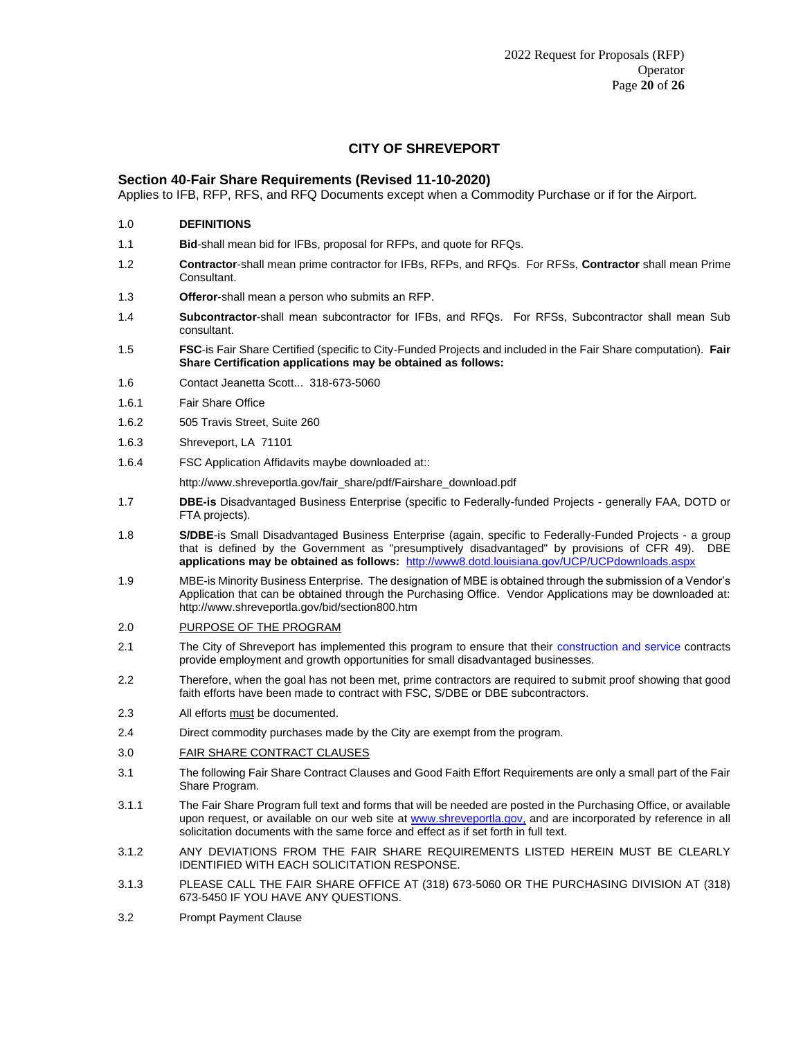## CITY OF SHREVEPORT

### Section 40-Fair Share Requirements (Revised 11-10-2020)

Applies to IFB, RFP, RFS, and RFQ Documents except when a Commodity Purchase or if for the Airport.

1.0 **DEFINITIONS**

1.1 **Bid**-shall mean bid for IFBs, proposal for RFPs, and quote for RFQs.

1.2 **Contractor**-shall mean prime contractor for IFBs, RFPs, and RFQs. For RFSs, **Contractor** shall mean Prime Consultant.

1.3 **Offeror**-shall mean a person who submits an RFP.

1.4 **Subcontractor**-shall mean subcontractor for IFBs, and RFQs. For RFSs, Subcontractor shall mean Sub consultant.

1.5 **FSC**-is Fair Share Certified (specific to City-Funded Projects and included in the Fair Share computation). **Fair Share Certification applications may be obtained as follows:**

1.6 Contact Jeanetta Scott... 318-673-5060

1.6.1 Fair Share Office

1.6.2 505 Travis Street, Suite 260

1.6.3 Shreveport, LA 71101

1.6.4 FSC Application Affidavits maybe downloaded at::

http://www.shreveportla.gov/fair_share/pdf/Fairshare_download.pdf

1.7 **DBE-is** Disadvantaged Business Enterprise (specific to Federally-funded Projects - generally FAA, DOTD or FTA projects).

1.8 **S/DBE**-is Small Disadvantaged Business Enterprise (again, specific to Federally-Funded Projects - a group that is defined by the Government as "presumptively disadvantaged" by provisions of CFR 49). DBE **applications may be obtained as follows:** http://www8.dotd.louisiana.gov/UCP/UCPdownloads.aspx

1.9 MBE-is Minority Business Enterprise. The designation of MBE is obtained through the submission of a Vendor's Application that can be obtained through the Purchasing Office. Vendor Applications may be downloaded at: http://www.shreveportla.gov/bid/section800.htm

2.0 PURPOSE OF THE PROGRAM

2.1 The City of Shreveport has implemented this program to ensure that their construction and service contracts provide employment and growth opportunities for small disadvantaged businesses.

2.2 Therefore, when the goal has not been met, prime contractors are required to submit proof showing that good faith efforts have been made to contract with FSC, S/DBE or DBE subcontractors.

2.3 All efforts must be documented.

2.4 Direct commodity purchases made by the City are exempt from the program.

3.0 FAIR SHARE CONTRACT CLAUSES

3.1 The following Fair Share Contract Clauses and Good Faith Effort Requirements are only a small part of the Fair Share Program.

3.1.1 The Fair Share Program full text and forms that will be needed are posted in the Purchasing Office, or available upon request, or available on our web site at www.shreveportla.gov, and are incorporated by reference in all solicitation documents with the same force and effect as if set forth in full text.

3.1.2 ANY DEVIATIONS FROM THE FAIR SHARE REQUIREMENTS LISTED HEREIN MUST BE CLEARLY IDENTIFIED WITH EACH SOLICITATION RESPONSE.

3.1.3 PLEASE CALL THE FAIR SHARE OFFICE AT (318) 673-5060 OR THE PURCHASING DIVISION AT (318) 673-5450 IF YOU HAVE ANY QUESTIONS.

3.2 Prompt Payment Clause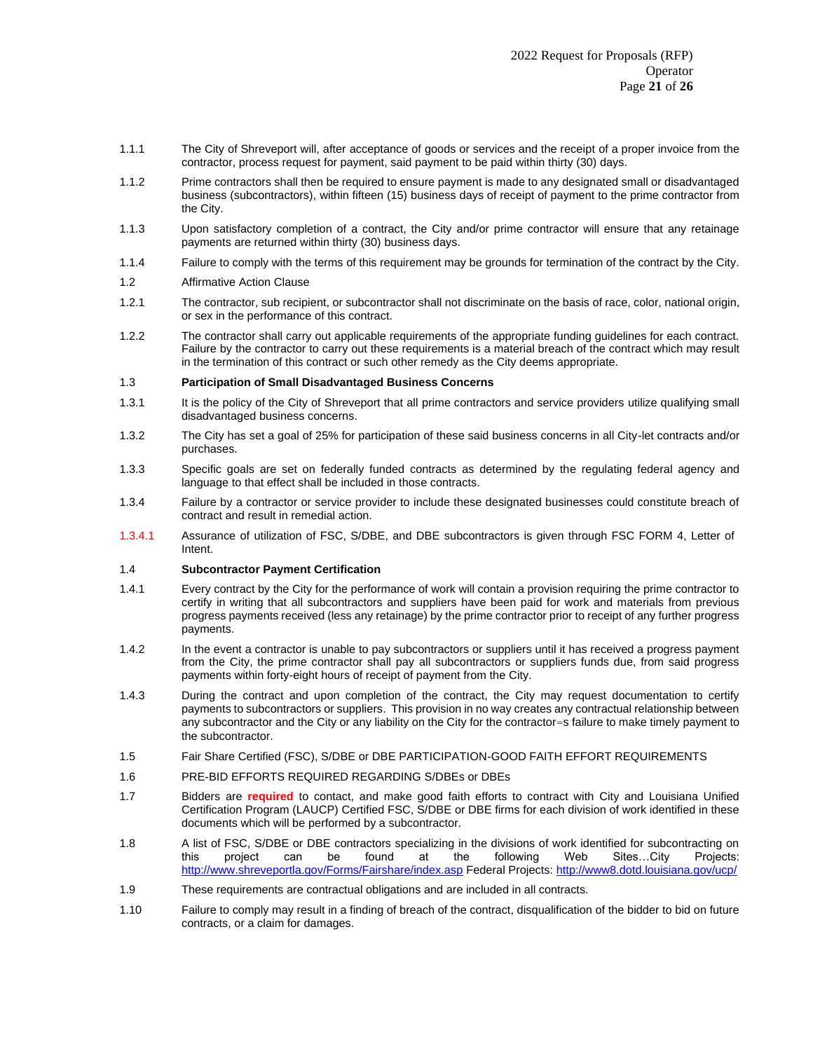1.1.1 The City of Shreveport will, after acceptance of goods or services and the receipt of a proper invoice from the contractor, process request for payment, said payment to be paid within thirty (30) days.

1.1.2 Prime contractors shall then be required to ensure payment is made to any designated small or disadvantaged business (subcontractors), within fifteen (15) business days of receipt of payment to the prime contractor from the City.

1.1.3 Upon satisfactory completion of a contract, the City and/or prime contractor will ensure that any retainage payments are returned within thirty (30) business days.

1.1.4 Failure to comply with the terms of this requirement may be grounds for termination of the contract by the City.

1.2 Affirmative Action Clause

1.2.1 The contractor, sub recipient, or subcontractor shall not discriminate on the basis of race, color, national origin, or sex in the performance of this contract.

1.2.2 The contractor shall carry out applicable requirements of the appropriate funding guidelines for each contract. Failure by the contractor to carry out these requirements is a material breach of the contract which may result in the termination of this contract or such other remedy as the City deems appropriate.

1.3 **Participation of Small Disadvantaged Business Concerns**

1.3.1 It is the policy of the City of Shreveport that all prime contractors and service providers utilize qualifying small disadvantaged business concerns.

1.3.2 The City has set a goal of 25% for participation of these said business concerns in all City-let contracts and/or purchases.

1.3.3 Specific goals are set on federally funded contracts as determined by the regulating federal agency and language to that effect shall be included in those contracts.

1.3.4 Failure by a contractor or service provider to include these designated businesses could constitute breach of contract and result in remedial action.

1.3.4.1 Assurance of utilization of FSC, S/DBE, and DBE subcontractors is given through FSC FORM 4, Letter of Intent.

1.4 **Subcontractor Payment Certification**

1.4.1 Every contract by the City for the performance of work will contain a provision requiring the prime contractor to certify in writing that all subcontractors and suppliers have been paid for work and materials from previous progress payments received (less any retainage) by the prime contractor prior to receipt of any further progress payments.

1.4.2 In the event a contractor is unable to pay subcontractors or suppliers until it has received a progress payment from the City, the prime contractor shall pay all subcontractors or suppliers funds due, from said progress payments within forty-eight hours of receipt of payment from the City.

1.4.3 During the contract and upon completion of the contract, the City may request documentation to certify payments to subcontractors or suppliers. This provision in no way creates any contractual relationship between any subcontractor and the City or any liability on the City for the contractor=s failure to make timely payment to the subcontractor.

1.5 Fair Share Certified (FSC), S/DBE or DBE PARTICIPATION-GOOD FAITH EFFORT REQUIREMENTS

1.6 PRE-BID EFFORTS REQUIRED REGARDING S/DBEs or DBEs

1.7 Bidders are **required** to contact, and make good faith efforts to contract with City and Louisiana Unified Certification Program (LAUCP) Certified FSC, S/DBE or DBE firms for each division of work identified in these documents which will be performed by a subcontractor.

1.8 A list of FSC, S/DBE or DBE contractors specializing in the divisions of work identified for subcontracting on this project can be found at the following Web Sites…City Projects: http://www.shreveportla.gov/Forms/Fairshare/index.asp Federal Projects: http://www8.dotd.louisiana.gov/ucp/

1.9 These requirements are contractual obligations and are included in all contracts.

1.10 Failure to comply may result in a finding of breach of the contract, disqualification of the bidder to bid on future contracts, or a claim for damages.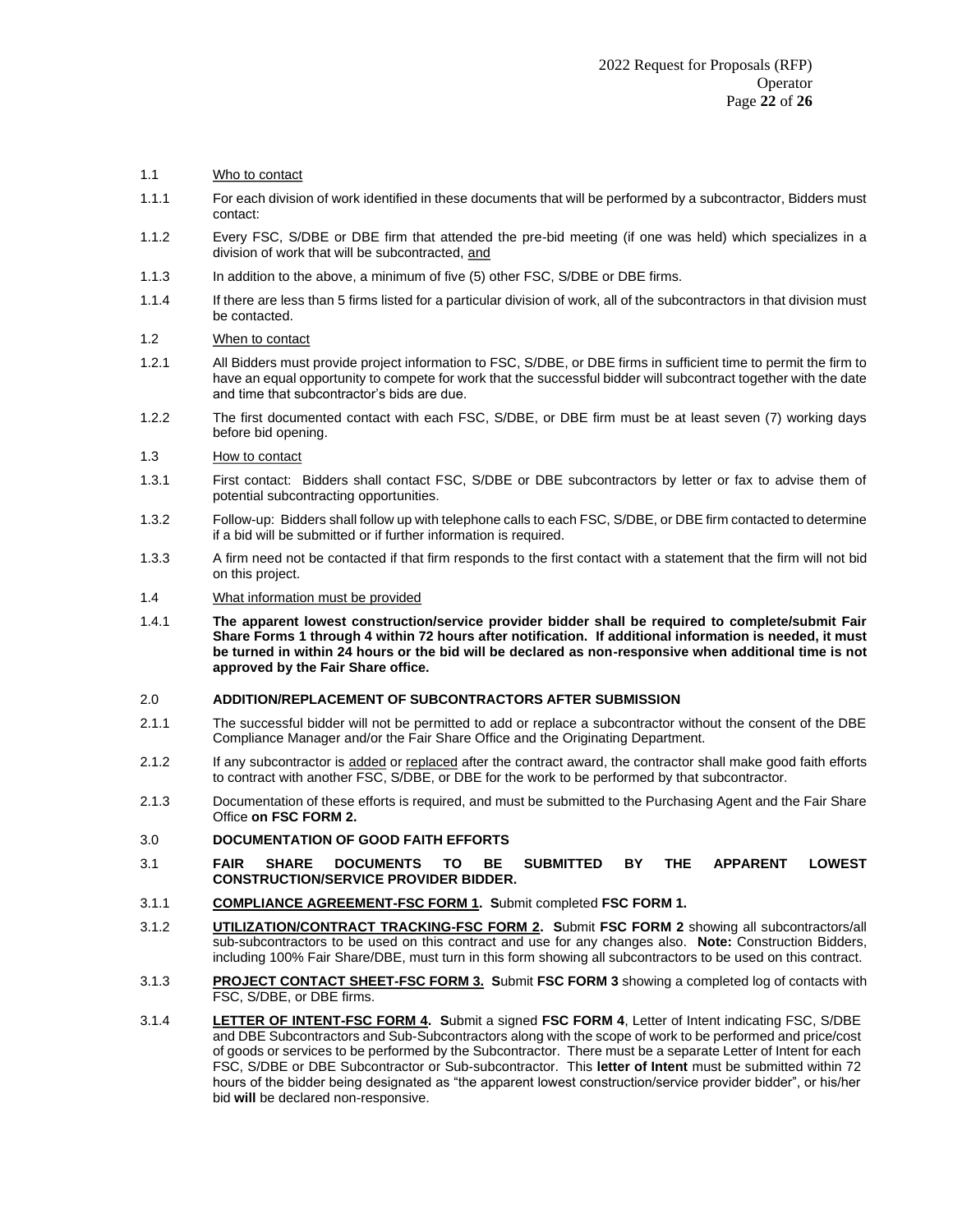1.1 <u>Who to contact</u>

1.1.1 For each division of work identified in these documents that will be performed by a subcontractor, Bidders must contact:

1.1.2 Every FSC, S/DBE or DBE firm that attended the pre-bid meeting (if one was held) which specializes in a division of work that will be subcontracted, <u>and</u>

1.1.3 In addition to the above, a minimum of five (5) other FSC, S/DBE or DBE firms.

1.1.4 If there are less than 5 firms listed for a particular division of work, all of the subcontractors in that division must be contacted.

1.2 <u>When to contact</u>

1.2.1 All Bidders must provide project information to FSC, S/DBE, or DBE firms in sufficient time to permit the firm to have an equal opportunity to compete for work that the successful bidder will subcontract together with the date and time that subcontractor's bids are due.

1.2.2 The first documented contact with each FSC, S/DBE, or DBE firm must be at least seven (7) working days before bid opening.

1.3 <u>How to contact</u>

1.3.1 First contact: Bidders shall contact FSC, S/DBE or DBE subcontractors by letter or fax to advise them of potential subcontracting opportunities.

1.3.2 Follow-up: Bidders shall follow up with telephone calls to each FSC, S/DBE, or DBE firm contacted to determine if a bid will be submitted or if further information is required.

1.3.3 A firm need not be contacted if that firm responds to the first contact with a statement that the firm will not bid on this project.

1.4 <u>What information must be provided</u>

1.4.1 **The apparent lowest construction/service provider bidder shall be required to complete/submit Fair Share Forms 1 through 4 within 72 hours after notification. If additional information is needed, it must be turned in within 24 hours or the bid will be declared as non-responsive when additional time is not approved by the Fair Share office.**

## 2.0 ADDITION/REPLACEMENT OF SUBCONTRACTORS AFTER SUBMISSION

2.1.1 The successful bidder will not be permitted to add or replace a subcontractor without the consent of the DBE Compliance Manager and/or the Fair Share Office and the Originating Department.

2.1.2 If any subcontractor is <u>added</u> or <u>replaced</u> after the contract award, the contractor shall make good faith efforts to contract with another FSC, S/DBE, or DBE for the work to be performed by that subcontractor.

2.1.3 Documentation of these efforts is required, and must be submitted to the Purchasing Agent and the Fair Share Office **on FSC FORM 2.**

## 3.0 DOCUMENTATION OF GOOD FAITH EFFORTS

### 3.1 FAIR SHARE DOCUMENTS TO BE SUBMITTED BY THE APPARENT LOWEST CONSTRUCTION/SERVICE PROVIDER BIDDER.

3.1.1 **<u>COMPLIANCE AGREEMENT-FSC FORM 1</u>. S**ubmit completed **FSC FORM 1.**

3.1.2 **<u>UTILIZATION/CONTRACT TRACKING-FSC FORM 2</u>. S**ubmit **FSC FORM 2** showing all subcontractors/all sub-subcontractors to be used on this contract and use for any changes also. **Note:** Construction Bidders, including 100% Fair Share/DBE, must turn in this form showing all subcontractors to be used on this contract.

3.1.3 **<u>PROJECT CONTACT SHEET-FSC FORM 3</u>. S**ubmit **FSC FORM 3** showing a completed log of contacts with FSC, S/DBE, or DBE firms.

3.1.4 **<u>LETTER OF INTENT-FSC FORM 4</u>. S**ubmit a signed **FSC FORM 4**, Letter of Intent indicating FSC, S/DBE and DBE Subcontractors and Sub-Subcontractors along with the scope of work to be performed and price/cost of goods or services to be performed by the Subcontractor. There must be a separate Letter of Intent for each FSC, S/DBE or DBE Subcontractor or Sub-subcontractor. This **letter of Intent** must be submitted within 72 hours of the bidder being designated as "the apparent lowest construction/service provider bidder", or his/her bid **will** be declared non-responsive.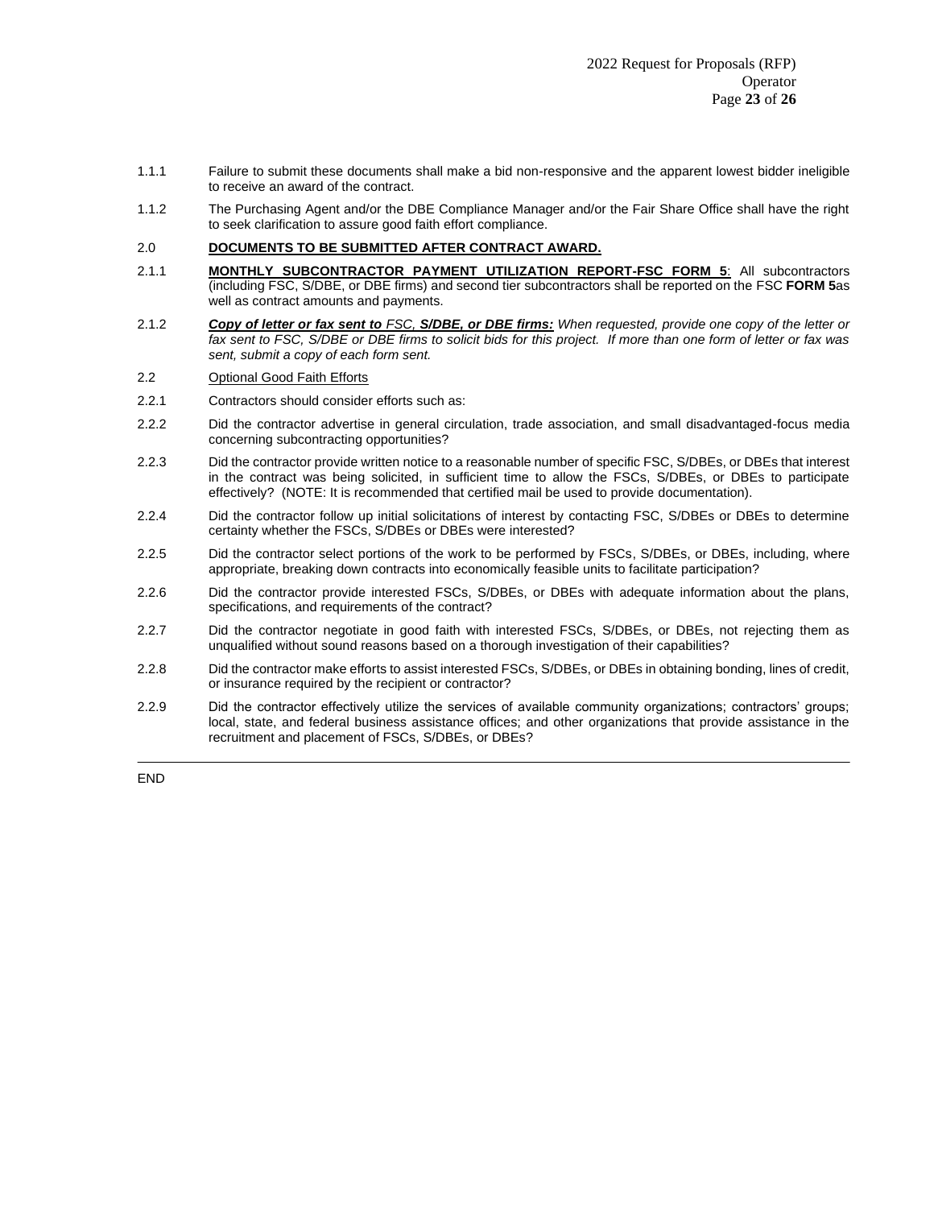1.1.1 Failure to submit these documents shall make a bid non-responsive and the apparent lowest bidder ineligible to receive an award of the contract.

1.1.2 The Purchasing Agent and/or the DBE Compliance Manager and/or the Fair Share Office shall have the right to seek clarification to assure good faith effort compliance.

## 2.0 DOCUMENTS TO BE SUBMITTED AFTER CONTRACT AWARD.

2.1.1 **MONTHLY SUBCONTRACTOR PAYMENT UTILIZATION REPORT-FSC FORM 5**: All subcontractors (including FSC, S/DBE, or DBE firms) and second tier subcontractors shall be reported on the FSC **FORM 5**as well as contract amounts and payments.

2.1.2 ***Copy of letter or fax sent to** FSC, **S/DBE, or DBE firms:*** *When requested, provide one copy of the letter or fax sent to FSC, S/DBE or DBE firms to solicit bids for this project. If more than one form of letter or fax was sent, submit a copy of each form sent.*

2.2 Optional Good Faith Efforts

2.2.1 Contractors should consider efforts such as:

2.2.2 Did the contractor advertise in general circulation, trade association, and small disadvantaged-focus media concerning subcontracting opportunities?

2.2.3 Did the contractor provide written notice to a reasonable number of specific FSC, S/DBEs, or DBEs that interest in the contract was being solicited, in sufficient time to allow the FSCs, S/DBEs, or DBEs to participate effectively? (NOTE: It is recommended that certified mail be used to provide documentation).

2.2.4 Did the contractor follow up initial solicitations of interest by contacting FSC, S/DBEs or DBEs to determine certainty whether the FSCs, S/DBEs or DBEs were interested?

2.2.5 Did the contractor select portions of the work to be performed by FSCs, S/DBEs, or DBEs, including, where appropriate, breaking down contracts into economically feasible units to facilitate participation?

2.2.6 Did the contractor provide interested FSCs, S/DBEs, or DBEs with adequate information about the plans, specifications, and requirements of the contract?

2.2.7 Did the contractor negotiate in good faith with interested FSCs, S/DBEs, or DBEs, not rejecting them as unqualified without sound reasons based on a thorough investigation of their capabilities?

2.2.8 Did the contractor make efforts to assist interested FSCs, S/DBEs, or DBEs in obtaining bonding, lines of credit, or insurance required by the recipient or contractor?

2.2.9 Did the contractor effectively utilize the services of available community organizations; contractors' groups; local, state, and federal business assistance offices; and other organizations that provide assistance in the recruitment and placement of FSCs, S/DBEs, or DBEs?

---

END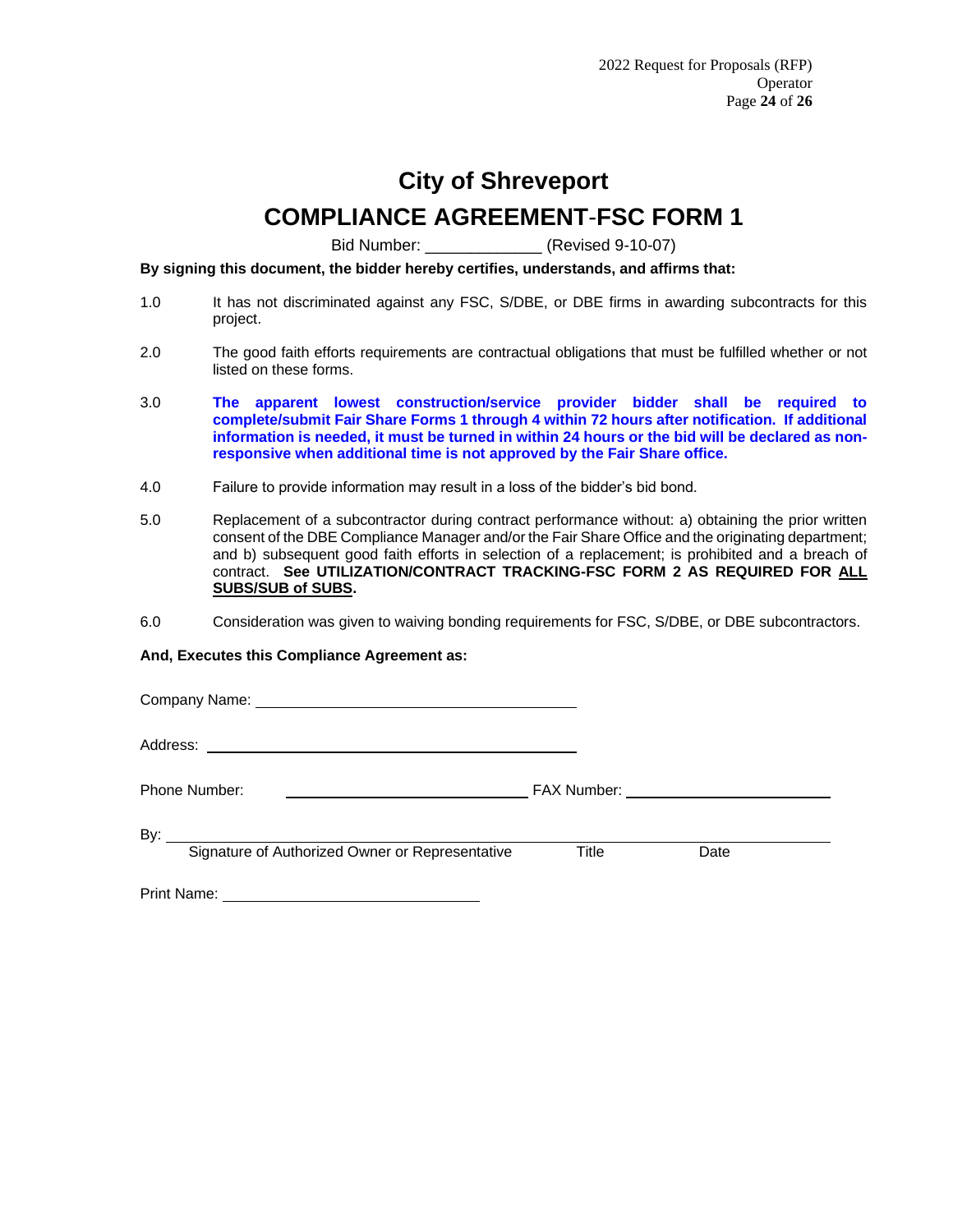# City of Shreveport

## COMPLIANCE AGREEMENT-FSC FORM 1

Bid Number: _____________ (Revised 9-10-07)

**By signing this document, the bidder hereby certifies, understands, and affirms that:**

1.0 It has not discriminated against any FSC, S/DBE, or DBE firms in awarding subcontracts for this project.

2.0 The good faith efforts requirements are contractual obligations that must be fulfilled whether or not listed on these forms.

3.0 **The apparent lowest construction/service provider bidder shall be required to complete/submit Fair Share Forms 1 through 4 within 72 hours after notification. If additional information is needed, it must be turned in within 24 hours or the bid will be declared as non-responsive when additional time is not approved by the Fair Share office.**

4.0 Failure to provide information may result in a loss of the bidder's bid bond.

5.0 Replacement of a subcontractor during contract performance without: a) obtaining the prior written consent of the DBE Compliance Manager and/or the Fair Share Office and the originating department; and b) subsequent good faith efforts in selection of a replacement; is prohibited and a breach of contract. **See UTILIZATION/CONTRACT TRACKING-FSC FORM 2 AS REQUIRED FOR ALL SUBS/SUB of SUBS.**

6.0 Consideration was given to waiving bonding requirements for FSC, S/DBE, or DBE subcontractors.

**And, Executes this Compliance Agreement as:**

Company Name: ________________________________________

Address: ____________________________________________

Phone Number: ____________________________ FAX Number: ________________________

By: ______________________________________________________________________
Signature of Authorized Owner or Representative Title Date

Print Name: ________________________________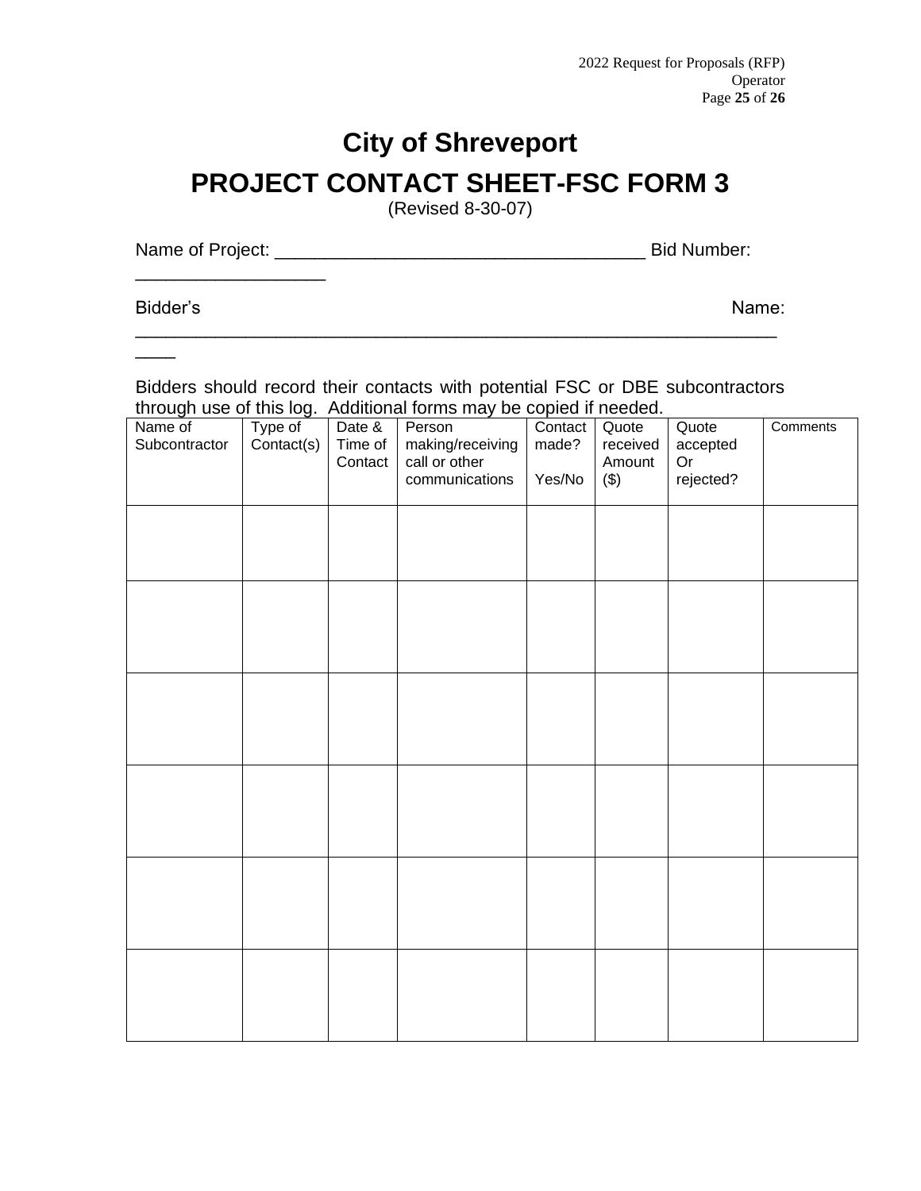# City of Shreveport

# PROJECT CONTACT SHEET-FSC FORM 3

(Revised 8-30-07)

Name of Project: ____________________________________ Bid Number: __________________

Bidder's Name: _________________________________________________________________

Bidders should record their contacts with potential FSC or DBE subcontractors through use of this log. Additional forms may be copied if needed.

| Name of Subcontractor | Type of Contact(s) | Date & Time of Contact | Person making/receiving call or other communications | Contact made? Yes/No | Quote received Amount ($) | Quote accepted Or rejected? | Comments |
|---|---|---|---|---|---|---|---|
| | | | | | | | |
| | | | | | | | |
| | | | | | | | |
| | | | | | | | |
| | | | | | | | |
| | | | | | | | |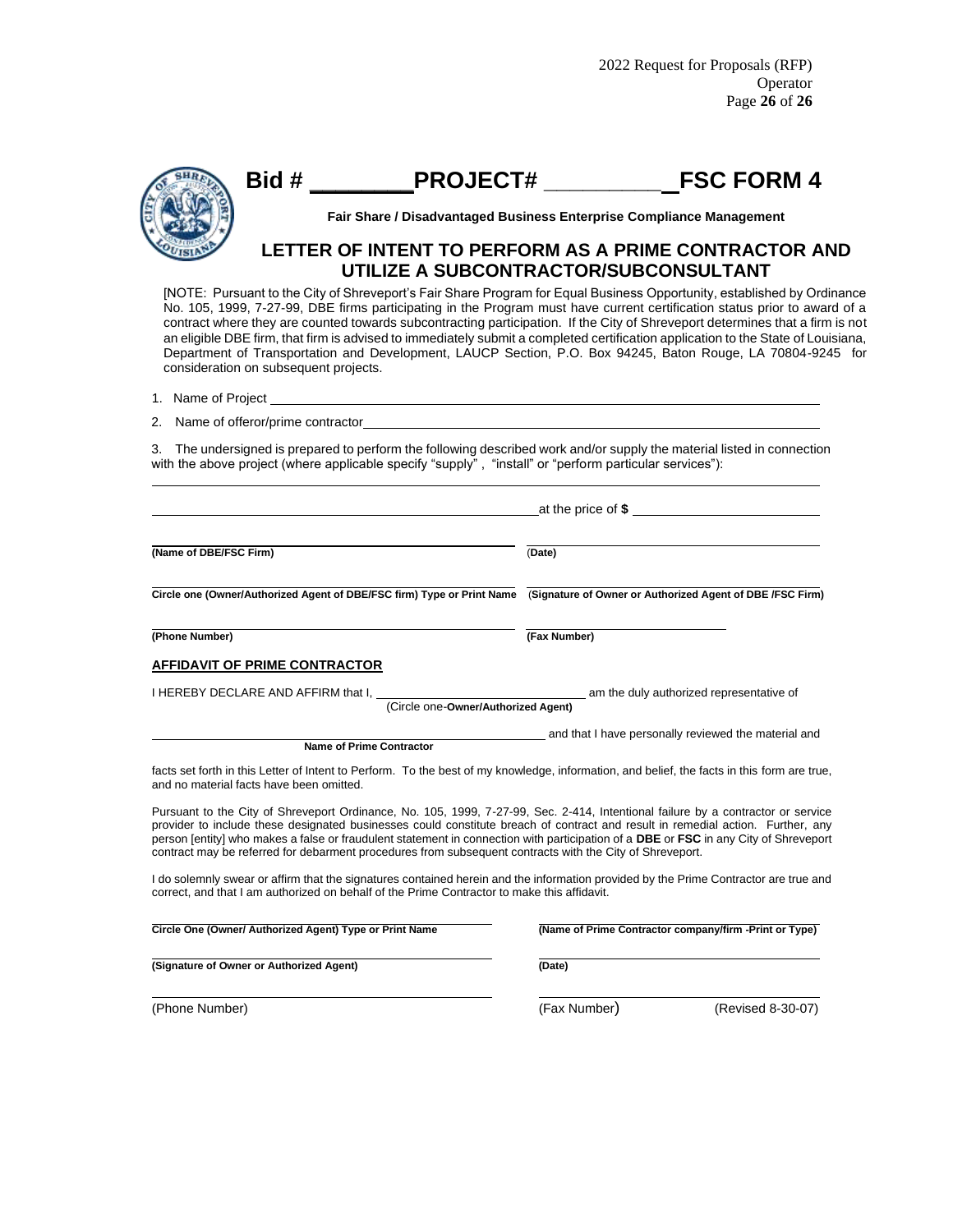# Bid # _______PROJECT# __________FSC FORM 4

**Fair Share / Disadvantaged Business Enterprise Compliance Management**

## LETTER OF INTENT TO PERFORM AS A PRIME CONTRACTOR AND UTILIZE A SUBCONTRACTOR/SUBCONSULTANT

[NOTE: Pursuant to the City of Shreveport's Fair Share Program for Equal Business Opportunity, established by Ordinance No. 105, 1999, 7-27-99, DBE firms participating in the Program must have current certification status prior to award of a contract where they are counted towards subcontracting participation. If the City of Shreveport determines that a firm is not an eligible DBE firm, that firm is advised to immediately submit a completed certification application to the State of Louisiana, Department of Transportation and Development, LAUCP Section, P.O. Box 94245, Baton Rouge, LA 70804-9245 for consideration on subsequent projects.

1. Name of Project ____________________________________________

2. Name of offeror/prime contractor ____________________________________________

3. The undersigned is prepared to perform the following described work and/or supply the material listed in connection with the above project (where applicable specify "supply", "install" or "perform particular services"):

____________________________________________

____________________________________________ at the price of **$** ____________________

| | |
|---|---|
| **(Name of DBE/FSC Firm)** | **(Date)** |
| **Circle one (Owner/Authorized Agent of DBE/FSC firm) Type or Print Name** | **(Signature of Owner or Authorized Agent of DBE /FSC Firm)** |
| **(Phone Number)** | **(Fax Number)** |

**AFFIDAVIT OF PRIME CONTRACTOR**

I HEREBY DECLARE AND AFFIRM that I, ______________________________ am the duly authorized representative of
(Circle one-**Owner/Authorized Agent)**

____________________________________________ and that I have personally reviewed the material and
**Name of Prime Contractor**

facts set forth in this Letter of Intent to Perform. To the best of my knowledge, information, and belief, the facts in this form are true, and no material facts have been omitted.

Pursuant to the City of Shreveport Ordinance, No. 105, 1999, 7-27-99, Sec. 2-414, Intentional failure by a contractor or service provider to include these designated businesses could constitute breach of contract and result in remedial action. Further, any person [entity] who makes a false or fraudulent statement in connection with participation of a **DBE** or **FSC** in any City of Shreveport contract may be referred for debarment procedures from subsequent contracts with the City of Shreveport.

I do solemnly swear or affirm that the signatures contained herein and the information provided by the Prime Contractor are true and correct, and that I am authorized on behalf of the Prime Contractor to make this affidavit.

| | |
|---|---|
| **Circle One (Owner/ Authorized Agent) Type or Print Name** | **(Name of Prime Contractor company/firm -Print or Type)** |
| **(Signature of Owner or Authorized Agent)** | **(Date)** |
| (Phone Number) | (Fax Number) |

(Revised 8-30-07)